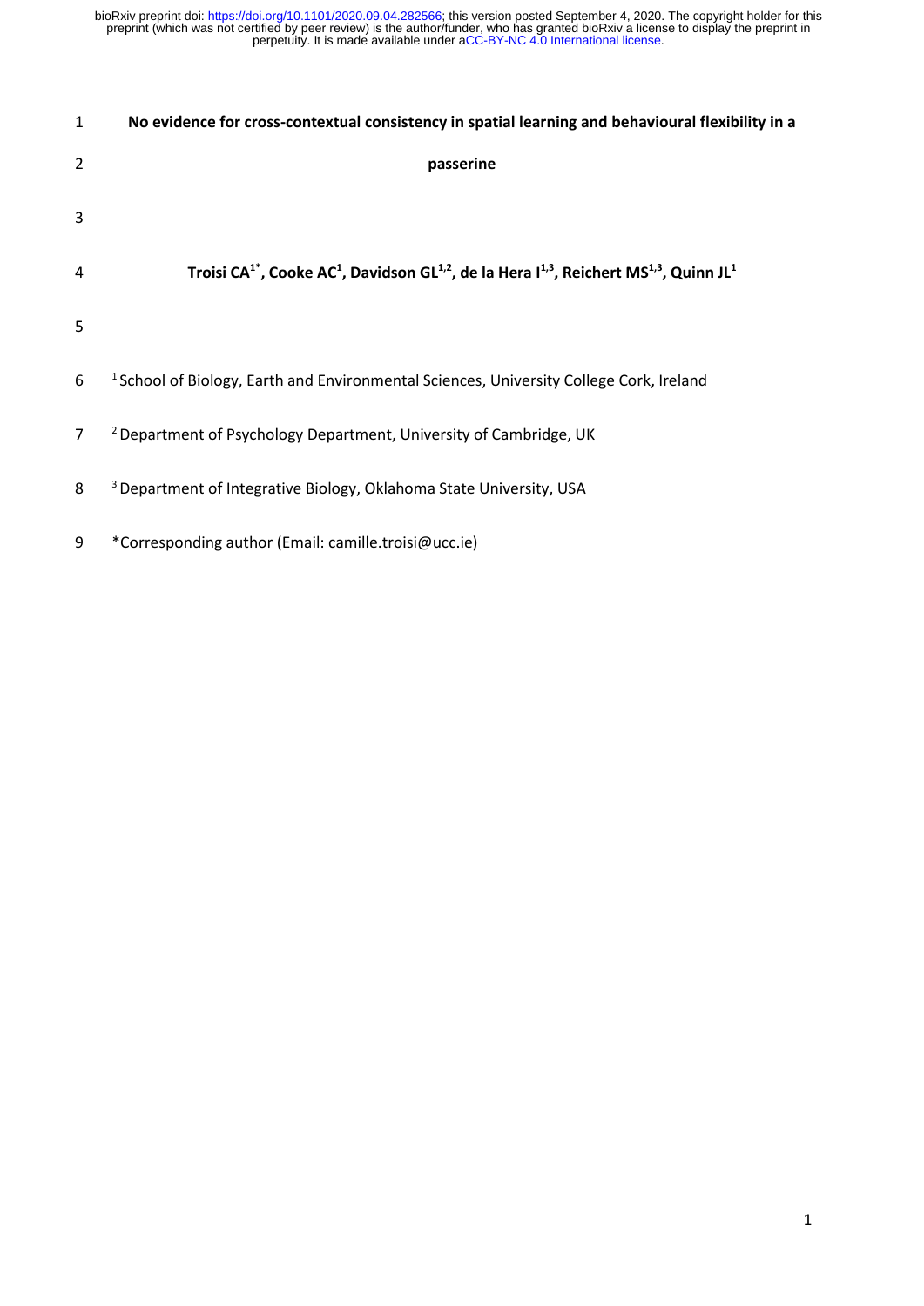# No evidence for cross-contextual consistency in spatial learning and behavioural flexibility in a passerine

**Troisi CA[1*], Cooke AC[1], Davidson GL[1,2], de la Hera I[1,3], Reichert MS[1,3], Quinn JL[1]**

[1] School of Biology, Earth and Environmental Sciences, University College Cork, Ireland

[2] Department of Psychology Department, University of Cambridge, UK

[3] Department of Integrative Biology, Oklahoma State University, USA

*Corresponding author (Email: camille.troisi@ucc.ie)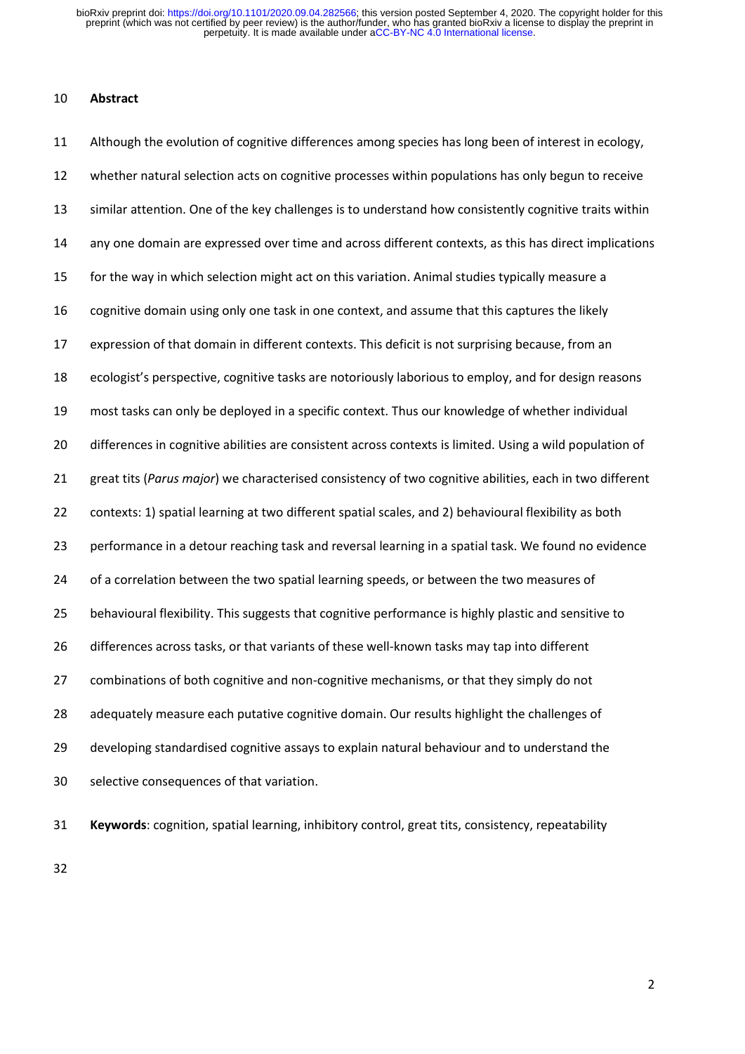## Abstract

Although the evolution of cognitive differences among species has long been of interest in ecology, whether natural selection acts on cognitive processes within populations has only begun to receive similar attention. One of the key challenges is to understand how consistently cognitive traits within any one domain are expressed over time and across different contexts, as this has direct implications for the way in which selection might act on this variation. Animal studies typically measure a cognitive domain using only one task in one context, and assume that this captures the likely expression of that domain in different contexts. This deficit is not surprising because, from an ecologist's perspective, cognitive tasks are notoriously laborious to employ, and for design reasons most tasks can only be deployed in a specific context. Thus our knowledge of whether individual differences in cognitive abilities are consistent across contexts is limited. Using a wild population of great tits (*Parus major*) we characterised consistency of two cognitive abilities, each in two different contexts: 1) spatial learning at two different spatial scales, and 2) behavioural flexibility as both performance in a detour reaching task and reversal learning in a spatial task. We found no evidence of a correlation between the two spatial learning speeds, or between the two measures of behavioural flexibility. This suggests that cognitive performance is highly plastic and sensitive to differences across tasks, or that variants of these well-known tasks may tap into different combinations of both cognitive and non-cognitive mechanisms, or that they simply do not adequately measure each putative cognitive domain. Our results highlight the challenges of developing standardised cognitive assays to explain natural behaviour and to understand the selective consequences of that variation.

**Keywords**: cognition, spatial learning, inhibitory control, great tits, consistency, repeatability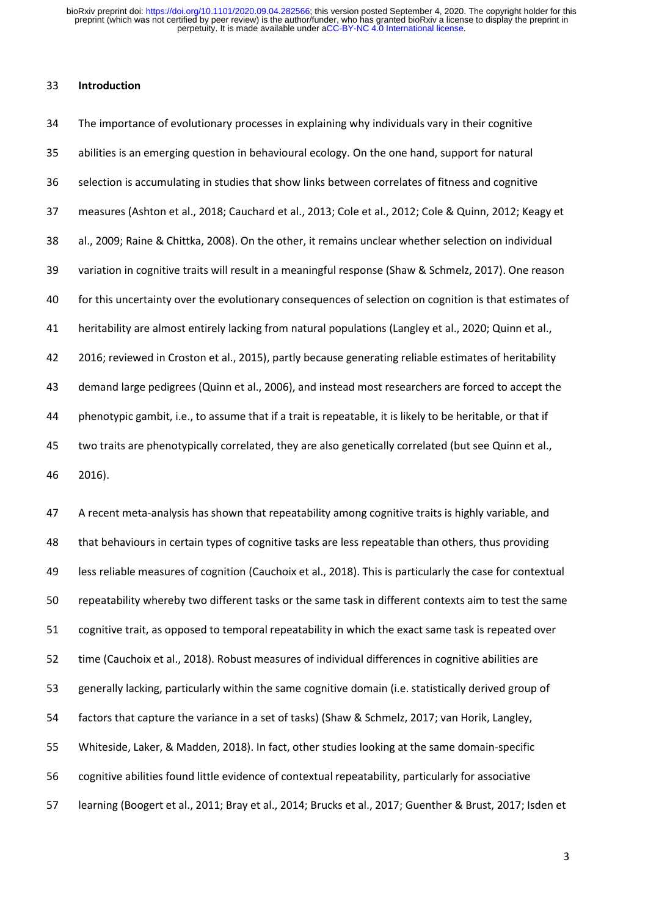## Introduction

The importance of evolutionary processes in explaining why individuals vary in their cognitive abilities is an emerging question in behavioural ecology. On the one hand, support for natural selection is accumulating in studies that show links between correlates of fitness and cognitive measures (Ashton et al., 2018; Cauchard et al., 2013; Cole et al., 2012; Cole & Quinn, 2012; Keagy et al., 2009; Raine & Chittka, 2008). On the other, it remains unclear whether selection on individual variation in cognitive traits will result in a meaningful response (Shaw & Schmelz, 2017). One reason for this uncertainty over the evolutionary consequences of selection on cognition is that estimates of heritability are almost entirely lacking from natural populations (Langley et al., 2020; Quinn et al., 2016; reviewed in Croston et al., 2015), partly because generating reliable estimates of heritability demand large pedigrees (Quinn et al., 2006), and instead most researchers are forced to accept the phenotypic gambit, i.e., to assume that if a trait is repeatable, it is likely to be heritable, or that if two traits are phenotypically correlated, they are also genetically correlated (but see Quinn et al., 2016).

A recent meta-analysis has shown that repeatability among cognitive traits is highly variable, and that behaviours in certain types of cognitive tasks are less repeatable than others, thus providing less reliable measures of cognition (Cauchoix et al., 2018). This is particularly the case for contextual repeatability whereby two different tasks or the same task in different contexts aim to test the same cognitive trait, as opposed to temporal repeatability in which the exact same task is repeated over time (Cauchoix et al., 2018). Robust measures of individual differences in cognitive abilities are generally lacking, particularly within the same cognitive domain (i.e. statistically derived group of factors that capture the variance in a set of tasks) (Shaw & Schmelz, 2017; van Horik, Langley, Whiteside, Laker, & Madden, 2018). In fact, other studies looking at the same domain-specific cognitive abilities found little evidence of contextual repeatability, particularly for associative learning (Boogert et al., 2011; Bray et al., 2014; Brucks et al., 2017; Guenther & Brust, 2017; Isden et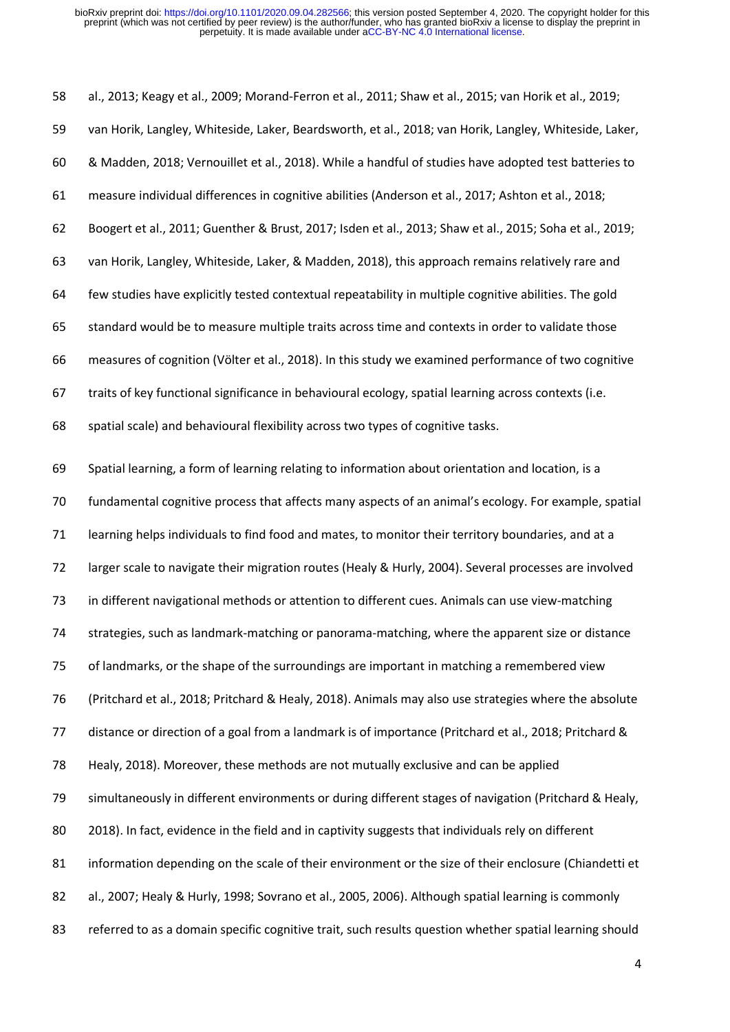al., 2013; Keagy et al., 2009; Morand-Ferron et al., 2011; Shaw et al., 2015; van Horik et al., 2019; van Horik, Langley, Whiteside, Laker, Beardsworth, et al., 2018; van Horik, Langley, Whiteside, Laker, & Madden, 2018; Vernouillet et al., 2018). While a handful of studies have adopted test batteries to measure individual differences in cognitive abilities (Anderson et al., 2017; Ashton et al., 2018; Boogert et al., 2011; Guenther & Brust, 2017; Isden et al., 2013; Shaw et al., 2015; Soha et al., 2019; van Horik, Langley, Whiteside, Laker, & Madden, 2018), this approach remains relatively rare and few studies have explicitly tested contextual repeatability in multiple cognitive abilities. The gold standard would be to measure multiple traits across time and contexts in order to validate those measures of cognition (Völter et al., 2018). In this study we examined performance of two cognitive traits of key functional significance in behavioural ecology, spatial learning across contexts (i.e. spatial scale) and behavioural flexibility across two types of cognitive tasks.

Spatial learning, a form of learning relating to information about orientation and location, is a fundamental cognitive process that affects many aspects of an animal's ecology. For example, spatial learning helps individuals to find food and mates, to monitor their territory boundaries, and at a larger scale to navigate their migration routes (Healy & Hurly, 2004). Several processes are involved in different navigational methods or attention to different cues. Animals can use view-matching strategies, such as landmark-matching or panorama-matching, where the apparent size or distance of landmarks, or the shape of the surroundings are important in matching a remembered view (Pritchard et al., 2018; Pritchard & Healy, 2018). Animals may also use strategies where the absolute distance or direction of a goal from a landmark is of importance (Pritchard et al., 2018; Pritchard & Healy, 2018). Moreover, these methods are not mutually exclusive and can be applied simultaneously in different environments or during different stages of navigation (Pritchard & Healy, 2018). In fact, evidence in the field and in captivity suggests that individuals rely on different information depending on the scale of their environment or the size of their enclosure (Chiandetti et al., 2007; Healy & Hurly, 1998; Sovrano et al., 2005, 2006). Although spatial learning is commonly referred to as a domain specific cognitive trait, such results question whether spatial learning should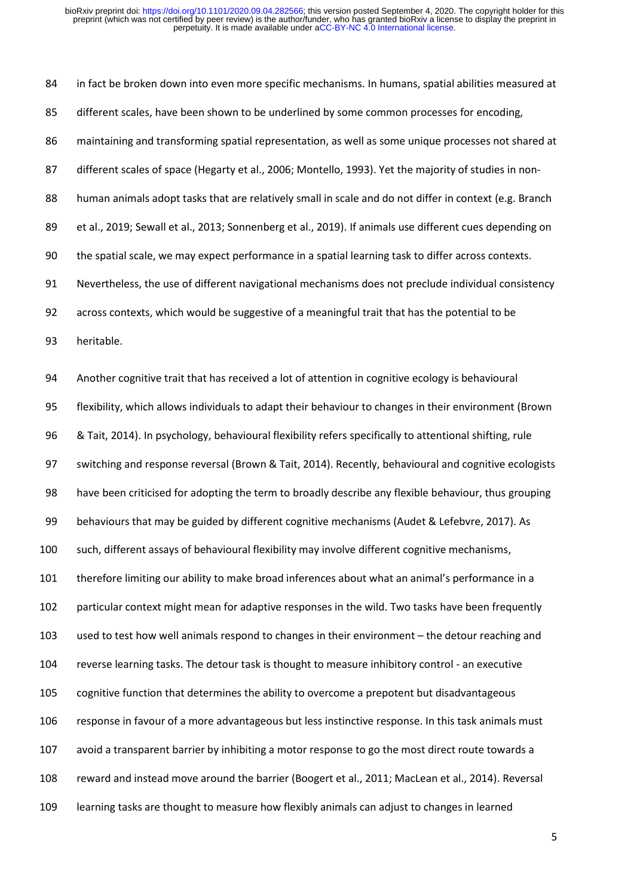in fact be broken down into even more specific mechanisms. In humans, spatial abilities measured at different scales, have been shown to be underlined by some common processes for encoding, maintaining and transforming spatial representation, as well as some unique processes not shared at different scales of space (Hegarty et al., 2006; Montello, 1993). Yet the majority of studies in non-human animals adopt tasks that are relatively small in scale and do not differ in context (e.g. Branch et al., 2019; Sewall et al., 2013; Sonnenberg et al., 2019). If animals use different cues depending on the spatial scale, we may expect performance in a spatial learning task to differ across contexts. Nevertheless, the use of different navigational mechanisms does not preclude individual consistency across contexts, which would be suggestive of a meaningful trait that has the potential to be heritable.

Another cognitive trait that has received a lot of attention in cognitive ecology is behavioural flexibility, which allows individuals to adapt their behaviour to changes in their environment (Brown & Tait, 2014). In psychology, behavioural flexibility refers specifically to attentional shifting, rule switching and response reversal (Brown & Tait, 2014). Recently, behavioural and cognitive ecologists have been criticised for adopting the term to broadly describe any flexible behaviour, thus grouping behaviours that may be guided by different cognitive mechanisms (Audet & Lefebvre, 2017). As such, different assays of behavioural flexibility may involve different cognitive mechanisms, therefore limiting our ability to make broad inferences about what an animal's performance in a particular context might mean for adaptive responses in the wild. Two tasks have been frequently used to test how well animals respond to changes in their environment – the detour reaching and reverse learning tasks. The detour task is thought to measure inhibitory control - an executive cognitive function that determines the ability to overcome a prepotent but disadvantageous response in favour of a more advantageous but less instinctive response. In this task animals must avoid a transparent barrier by inhibiting a motor response to go the most direct route towards a reward and instead move around the barrier (Boogert et al., 2011; MacLean et al., 2014). Reversal learning tasks are thought to measure how flexibly animals can adjust to changes in learned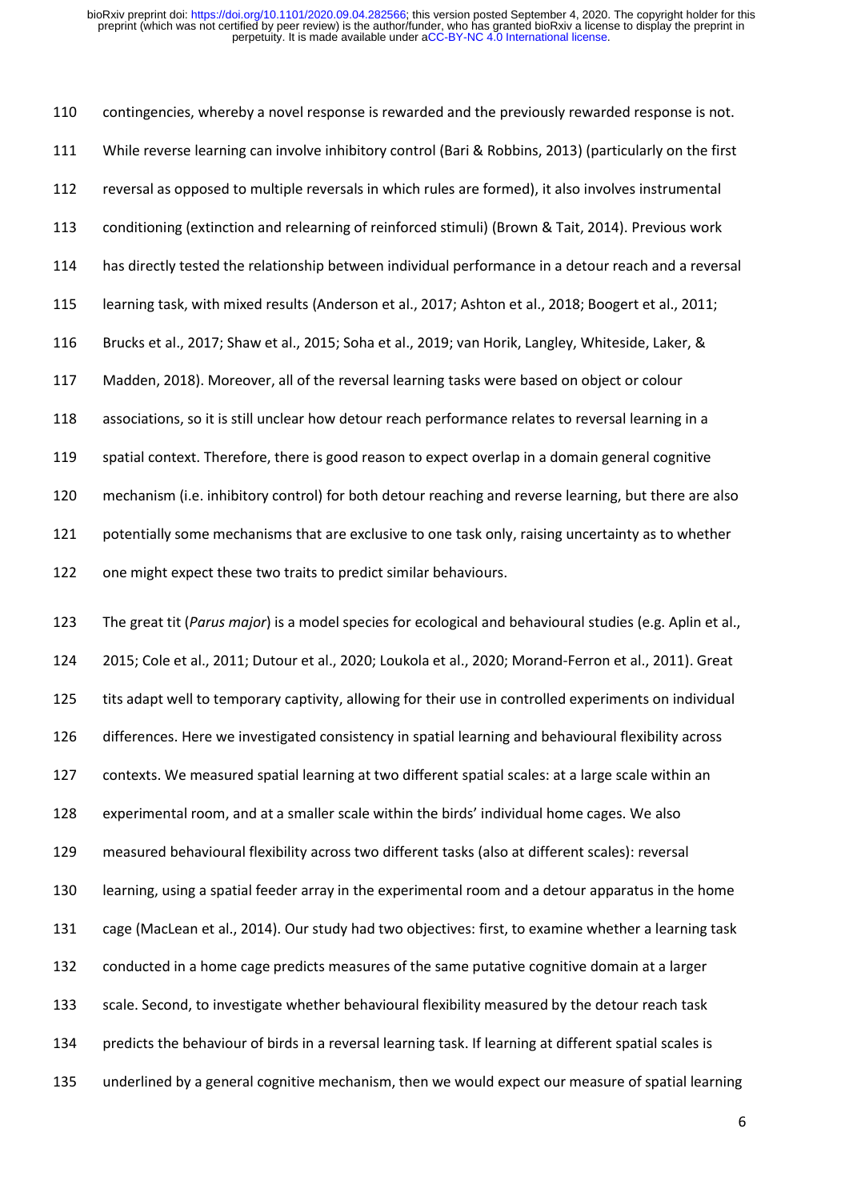contingencies, whereby a novel response is rewarded and the previously rewarded response is not. While reverse learning can involve inhibitory control (Bari & Robbins, 2013) (particularly on the first reversal as opposed to multiple reversals in which rules are formed), it also involves instrumental conditioning (extinction and relearning of reinforced stimuli) (Brown & Tait, 2014). Previous work has directly tested the relationship between individual performance in a detour reach and a reversal learning task, with mixed results (Anderson et al., 2017; Ashton et al., 2018; Boogert et al., 2011; Brucks et al., 2017; Shaw et al., 2015; Soha et al., 2019; van Horik, Langley, Whiteside, Laker, & Madden, 2018). Moreover, all of the reversal learning tasks were based on object or colour associations, so it is still unclear how detour reach performance relates to reversal learning in a spatial context. Therefore, there is good reason to expect overlap in a domain general cognitive mechanism (i.e. inhibitory control) for both detour reaching and reverse learning, but there are also potentially some mechanisms that are exclusive to one task only, raising uncertainty as to whether one might expect these two traits to predict similar behaviours.

The great tit (*Parus major*) is a model species for ecological and behavioural studies (e.g. Aplin et al., 2015; Cole et al., 2011; Dutour et al., 2020; Loukola et al., 2020; Morand-Ferron et al., 2011). Great tits adapt well to temporary captivity, allowing for their use in controlled experiments on individual differences. Here we investigated consistency in spatial learning and behavioural flexibility across contexts. We measured spatial learning at two different spatial scales: at a large scale within an experimental room, and at a smaller scale within the birds' individual home cages. We also measured behavioural flexibility across two different tasks (also at different scales): reversal learning, using a spatial feeder array in the experimental room and a detour apparatus in the home cage (MacLean et al., 2014). Our study had two objectives: first, to examine whether a learning task conducted in a home cage predicts measures of the same putative cognitive domain at a larger scale. Second, to investigate whether behavioural flexibility measured by the detour reach task predicts the behaviour of birds in a reversal learning task. If learning at different spatial scales is underlined by a general cognitive mechanism, then we would expect our measure of spatial learning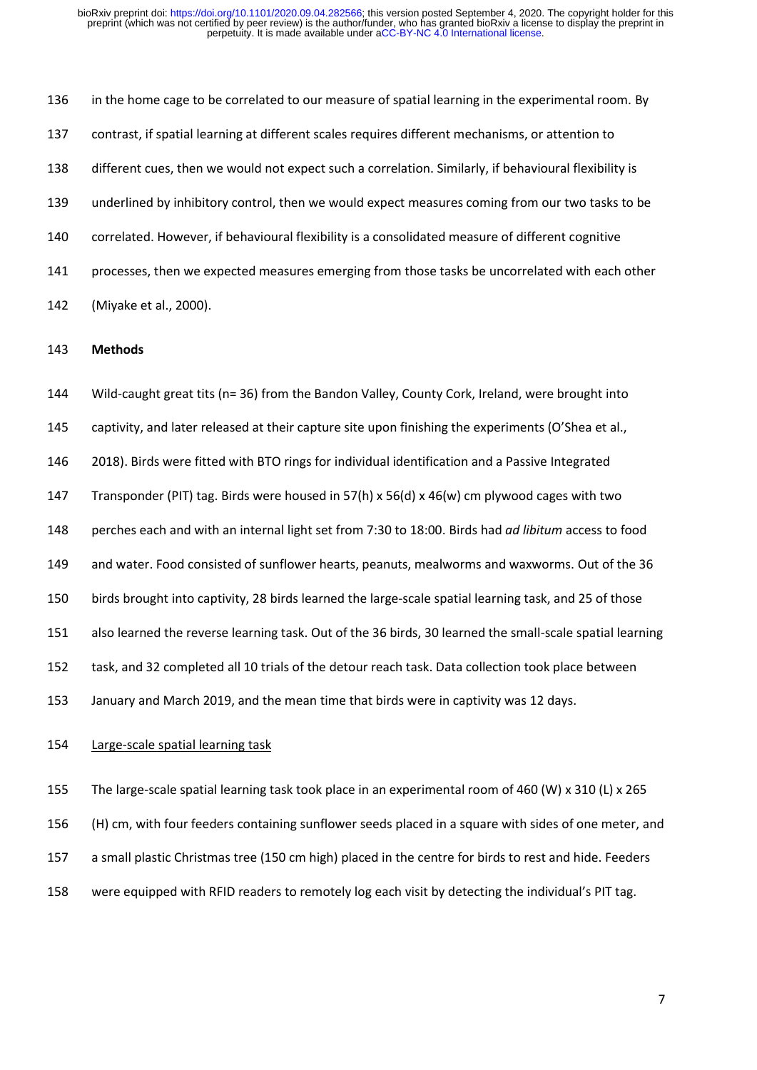in the home cage to be correlated to our measure of spatial learning in the experimental room. By contrast, if spatial learning at different scales requires different mechanisms, or attention to different cues, then we would not expect such a correlation. Similarly, if behavioural flexibility is underlined by inhibitory control, then we would expect measures coming from our two tasks to be correlated. However, if behavioural flexibility is a consolidated measure of different cognitive processes, then we expected measures emerging from those tasks be uncorrelated with each other (Miyake et al., 2000).

**Methods**

Wild-caught great tits (n= 36) from the Bandon Valley, County Cork, Ireland, were brought into captivity, and later released at their capture site upon finishing the experiments (O'Shea et al., 2018). Birds were fitted with BTO rings for individual identification and a Passive Integrated Transponder (PIT) tag. Birds were housed in 57(h) x 56(d) x 46(w) cm plywood cages with two perches each and with an internal light set from 7:30 to 18:00. Birds had *ad libitum* access to food and water. Food consisted of sunflower hearts, peanuts, mealworms and waxworms. Out of the 36 birds brought into captivity, 28 birds learned the large-scale spatial learning task, and 25 of those also learned the reverse learning task. Out of the 36 birds, 30 learned the small-scale spatial learning task, and 32 completed all 10 trials of the detour reach task. Data collection took place between January and March 2019, and the mean time that birds were in captivity was 12 days.

Large-scale spatial learning task

The large-scale spatial learning task took place in an experimental room of 460 (W) x 310 (L) x 265 (H) cm, with four feeders containing sunflower seeds placed in a square with sides of one meter, and a small plastic Christmas tree (150 cm high) placed in the centre for birds to rest and hide. Feeders were equipped with RFID readers to remotely log each visit by detecting the individual's PIT tag.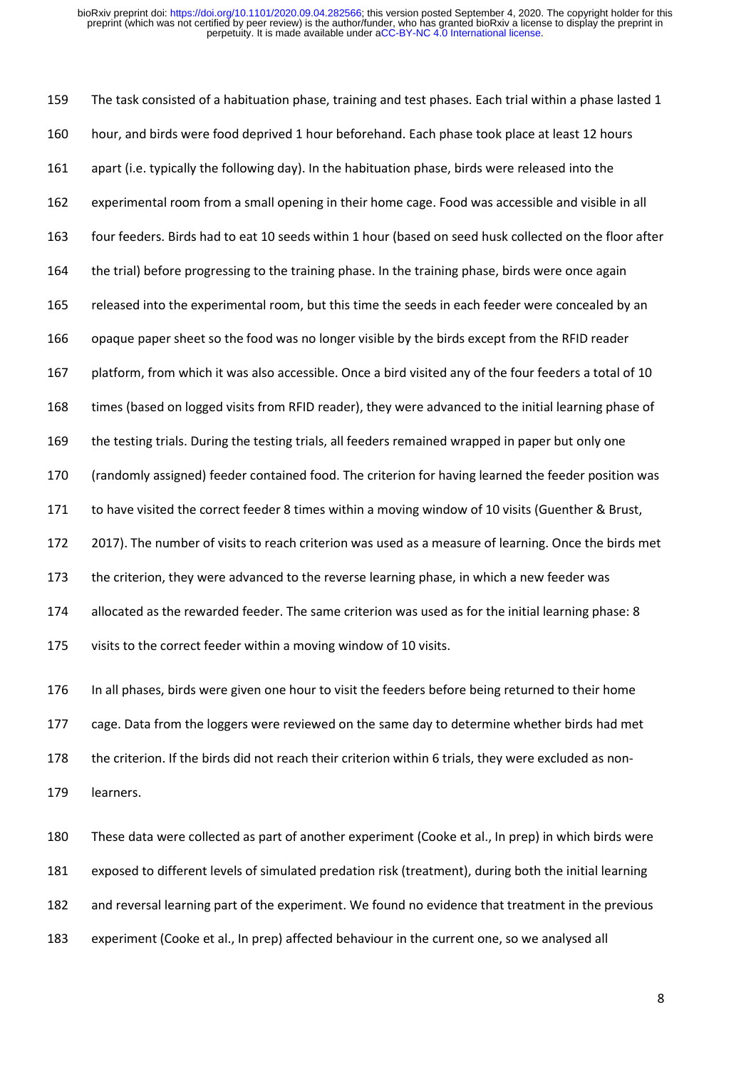The task consisted of a habituation phase, training and test phases. Each trial within a phase lasted 1 hour, and birds were food deprived 1 hour beforehand. Each phase took place at least 12 hours apart (i.e. typically the following day). In the habituation phase, birds were released into the experimental room from a small opening in their home cage. Food was accessible and visible in all four feeders. Birds had to eat 10 seeds within 1 hour (based on seed husk collected on the floor after the trial) before progressing to the training phase. In the training phase, birds were once again released into the experimental room, but this time the seeds in each feeder were concealed by an opaque paper sheet so the food was no longer visible by the birds except from the RFID reader platform, from which it was also accessible. Once a bird visited any of the four feeders a total of 10 times (based on logged visits from RFID reader), they were advanced to the initial learning phase of the testing trials. During the testing trials, all feeders remained wrapped in paper but only one (randomly assigned) feeder contained food. The criterion for having learned the feeder position was to have visited the correct feeder 8 times within a moving window of 10 visits (Guenther & Brust, 2017). The number of visits to reach criterion was used as a measure of learning. Once the birds met the criterion, they were advanced to the reverse learning phase, in which a new feeder was allocated as the rewarded feeder. The same criterion was used as for the initial learning phase: 8 visits to the correct feeder within a moving window of 10 visits.

In all phases, birds were given one hour to visit the feeders before being returned to their home cage. Data from the loggers were reviewed on the same day to determine whether birds had met the criterion. If the birds did not reach their criterion within 6 trials, they were excluded as non-learners.

These data were collected as part of another experiment (Cooke et al., In prep) in which birds were exposed to different levels of simulated predation risk (treatment), during both the initial learning and reversal learning part of the experiment. We found no evidence that treatment in the previous experiment (Cooke et al., In prep) affected behaviour in the current one, so we analysed all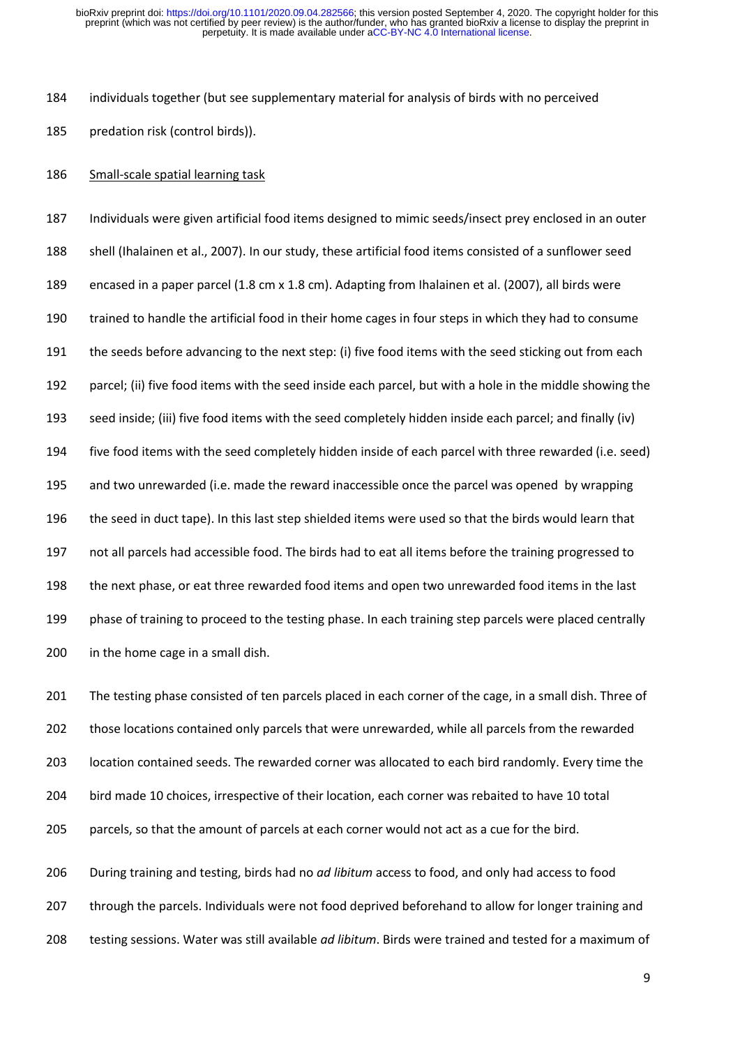individuals together (but see supplementary material for analysis of birds with no perceived predation risk (control birds)).

Small-scale spatial learning task

Individuals were given artificial food items designed to mimic seeds/insect prey enclosed in an outer shell (Ihalainen et al., 2007). In our study, these artificial food items consisted of a sunflower seed encased in a paper parcel (1.8 cm x 1.8 cm). Adapting from Ihalainen et al. (2007), all birds were trained to handle the artificial food in their home cages in four steps in which they had to consume the seeds before advancing to the next step: (i) five food items with the seed sticking out from each parcel; (ii) five food items with the seed inside each parcel, but with a hole in the middle showing the seed inside; (iii) five food items with the seed completely hidden inside each parcel; and finally (iv) five food items with the seed completely hidden inside of each parcel with three rewarded (i.e. seed) and two unrewarded (i.e. made the reward inaccessible once the parcel was opened by wrapping the seed in duct tape). In this last step shielded items were used so that the birds would learn that not all parcels had accessible food. The birds had to eat all items before the training progressed to the next phase, or eat three rewarded food items and open two unrewarded food items in the last phase of training to proceed to the testing phase. In each training step parcels were placed centrally in the home cage in a small dish.

The testing phase consisted of ten parcels placed in each corner of the cage, in a small dish. Three of those locations contained only parcels that were unrewarded, while all parcels from the rewarded location contained seeds. The rewarded corner was allocated to each bird randomly. Every time the bird made 10 choices, irrespective of their location, each corner was rebaited to have 10 total parcels, so that the amount of parcels at each corner would not act as a cue for the bird.

During training and testing, birds had no *ad libitum* access to food, and only had access to food through the parcels. Individuals were not food deprived beforehand to allow for longer training and testing sessions. Water was still available *ad libitum*. Birds were trained and tested for a maximum of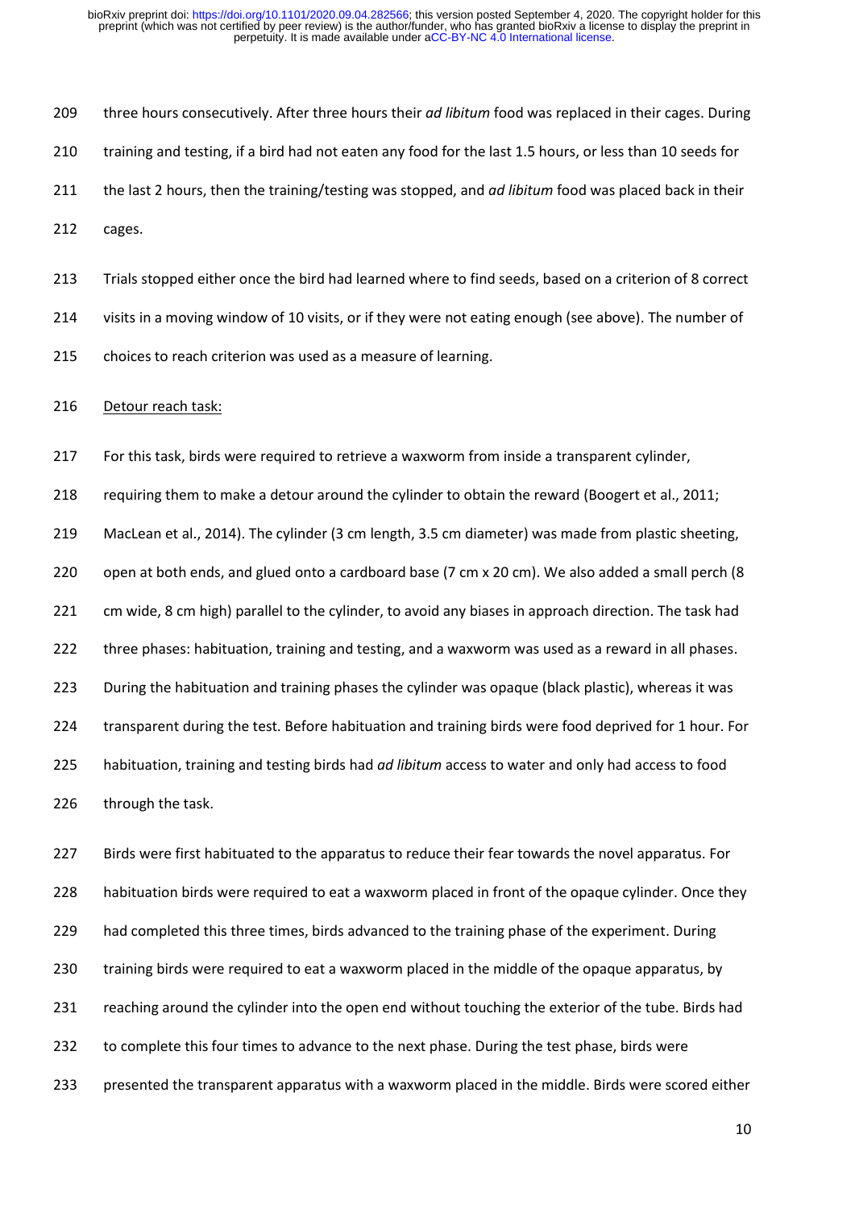three hours consecutively. After three hours their *ad libitum* food was replaced in their cages. During training and testing, if a bird had not eaten any food for the last 1.5 hours, or less than 10 seeds for the last 2 hours, then the training/testing was stopped, and *ad libitum* food was placed back in their cages.

Trials stopped either once the bird had learned where to find seeds, based on a criterion of 8 correct visits in a moving window of 10 visits, or if they were not eating enough (see above). The number of choices to reach criterion was used as a measure of learning.

Detour reach task:

For this task, birds were required to retrieve a waxworm from inside a transparent cylinder, requiring them to make a detour around the cylinder to obtain the reward (Boogert et al., 2011; MacLean et al., 2014). The cylinder (3 cm length, 3.5 cm diameter) was made from plastic sheeting, open at both ends, and glued onto a cardboard base (7 cm x 20 cm). We also added a small perch (8 cm wide, 8 cm high) parallel to the cylinder, to avoid any biases in approach direction. The task had three phases: habituation, training and testing, and a waxworm was used as a reward in all phases. During the habituation and training phases the cylinder was opaque (black plastic), whereas it was transparent during the test. Before habituation and training birds were food deprived for 1 hour. For habituation, training and testing birds had *ad libitum* access to water and only had access to food through the task.

Birds were first habituated to the apparatus to reduce their fear towards the novel apparatus. For habituation birds were required to eat a waxworm placed in front of the opaque cylinder. Once they had completed this three times, birds advanced to the training phase of the experiment. During training birds were required to eat a waxworm placed in the middle of the opaque apparatus, by reaching around the cylinder into the open end without touching the exterior of the tube. Birds had to complete this four times to advance to the next phase. During the test phase, birds were presented the transparent apparatus with a waxworm placed in the middle. Birds were scored either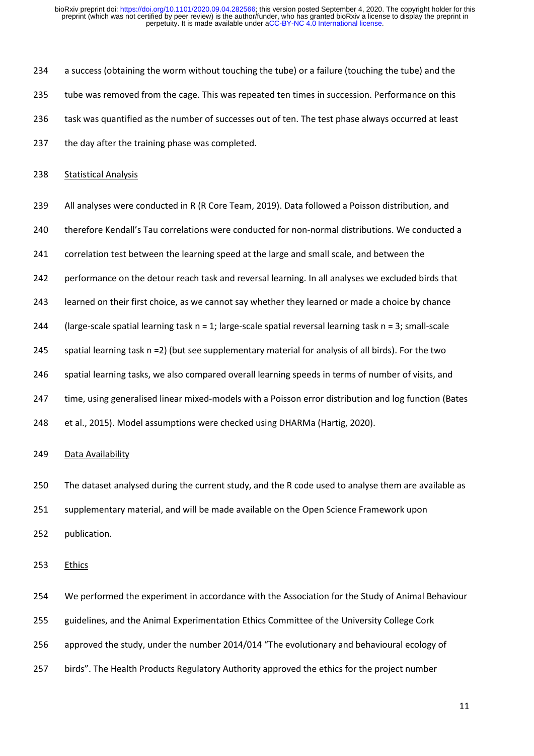a success (obtaining the worm without touching the tube) or a failure (touching the tube) and the tube was removed from the cage. This was repeated ten times in succession. Performance on this task was quantified as the number of successes out of ten. The test phase always occurred at least the day after the training phase was completed.

## Statistical Analysis

All analyses were conducted in R (R Core Team, 2019). Data followed a Poisson distribution, and therefore Kendall's Tau correlations were conducted for non-normal distributions. We conducted a correlation test between the learning speed at the large and small scale, and between the performance on the detour reach task and reversal learning. In all analyses we excluded birds that learned on their first choice, as we cannot say whether they learned or made a choice by chance (large-scale spatial learning task $n = 1$; large-scale spatial reversal learning task $n = 3$; small-scale spatial learning task $n = 2$) (but see supplementary material for analysis of all birds). For the two spatial learning tasks, we also compared overall learning speeds in terms of number of visits, and time, using generalised linear mixed-models with a Poisson error distribution and log function (Bates et al., 2015). Model assumptions were checked using DHARMa (Hartig, 2020).

## Data Availability

The dataset analysed during the current study, and the R code used to analyse them are available as supplementary material, and will be made available on the Open Science Framework upon publication.

## Ethics

We performed the experiment in accordance with the Association for the Study of Animal Behaviour guidelines, and the Animal Experimentation Ethics Committee of the University College Cork approved the study, under the number 2014/014 "The evolutionary and behavioural ecology of birds". The Health Products Regulatory Authority approved the ethics for the project number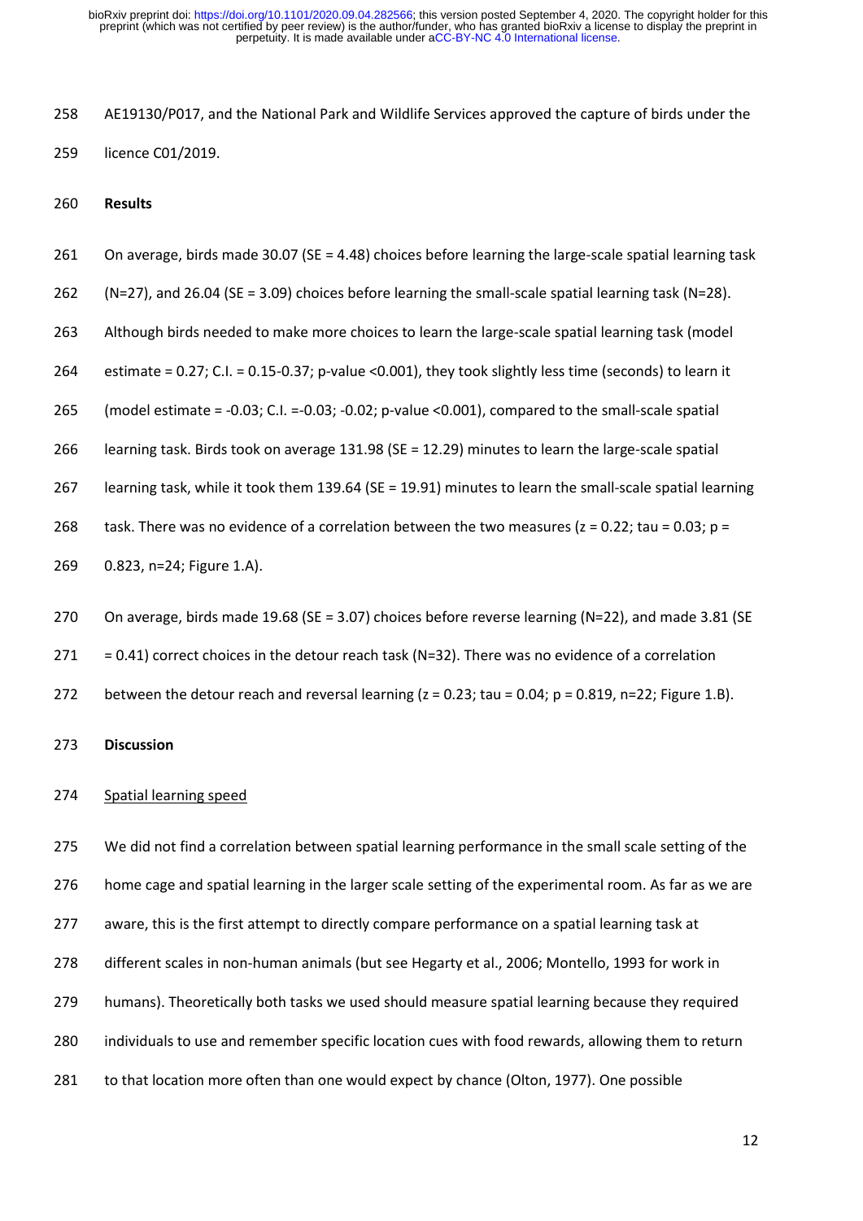AE19130/P017, and the National Park and Wildlife Services approved the capture of birds under the licence C01/2019.

## Results

On average, birds made 30.07 (SE = 4.48) choices before learning the large-scale spatial learning task (N=27), and 26.04 (SE = 3.09) choices before learning the small-scale spatial learning task (N=28). Although birds needed to make more choices to learn the large-scale spatial learning task (model estimate = 0.27; C.I. = 0.15-0.37; p-value <0.001), they took slightly less time (seconds) to learn it (model estimate = -0.03; C.I. =-0.03; -0.02; p-value <0.001), compared to the small-scale spatial learning task. Birds took on average 131.98 (SE = 12.29) minutes to learn the large-scale spatial learning task, while it took them 139.64 (SE = 19.91) minutes to learn the small-scale spatial learning task. There was no evidence of a correlation between the two measures (z = 0.22; tau = 0.03; p = 0.823, n=24; Figure 1.A).

On average, birds made 19.68 (SE = 3.07) choices before reverse learning (N=22), and made 3.81 (SE = 0.41) correct choices in the detour reach task (N=32). There was no evidence of a correlation between the detour reach and reversal learning (z = 0.23; tau = 0.04; p = 0.819, n=22; Figure 1.B).

## Discussion

### Spatial learning speed

We did not find a correlation between spatial learning performance in the small scale setting of the home cage and spatial learning in the larger scale setting of the experimental room. As far as we are aware, this is the first attempt to directly compare performance on a spatial learning task at different scales in non-human animals (but see Hegarty et al., 2006; Montello, 1993 for work in humans). Theoretically both tasks we used should measure spatial learning because they required individuals to use and remember specific location cues with food rewards, allowing them to return to that location more often than one would expect by chance (Olton, 1977). One possible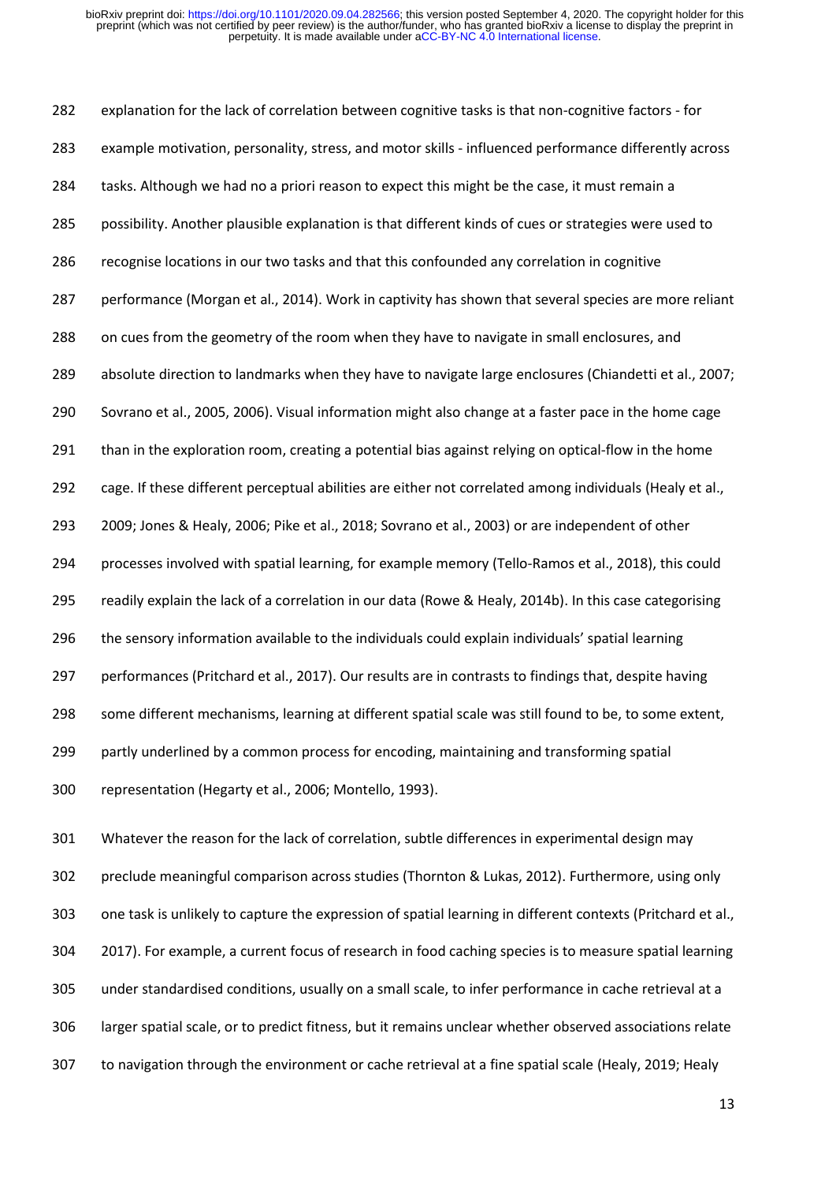explanation for the lack of correlation between cognitive tasks is that non-cognitive factors - for example motivation, personality, stress, and motor skills - influenced performance differently across tasks. Although we had no a priori reason to expect this might be the case, it must remain a possibility. Another plausible explanation is that different kinds of cues or strategies were used to recognise locations in our two tasks and that this confounded any correlation in cognitive performance (Morgan et al., 2014). Work in captivity has shown that several species are more reliant on cues from the geometry of the room when they have to navigate in small enclosures, and absolute direction to landmarks when they have to navigate large enclosures (Chiandetti et al., 2007; Sovrano et al., 2005, 2006). Visual information might also change at a faster pace in the home cage than in the exploration room, creating a potential bias against relying on optical-flow in the home cage. If these different perceptual abilities are either not correlated among individuals (Healy et al., 2009; Jones & Healy, 2006; Pike et al., 2018; Sovrano et al., 2003) or are independent of other processes involved with spatial learning, for example memory (Tello-Ramos et al., 2018), this could readily explain the lack of a correlation in our data (Rowe & Healy, 2014b). In this case categorising the sensory information available to the individuals could explain individuals' spatial learning performances (Pritchard et al., 2017). Our results are in contrasts to findings that, despite having some different mechanisms, learning at different spatial scale was still found to be, to some extent, partly underlined by a common process for encoding, maintaining and transforming spatial representation (Hegarty et al., 2006; Montello, 1993).

Whatever the reason for the lack of correlation, subtle differences in experimental design may preclude meaningful comparison across studies (Thornton & Lukas, 2012). Furthermore, using only one task is unlikely to capture the expression of spatial learning in different contexts (Pritchard et al., 2017). For example, a current focus of research in food caching species is to measure spatial learning under standardised conditions, usually on a small scale, to infer performance in cache retrieval at a larger spatial scale, or to predict fitness, but it remains unclear whether observed associations relate to navigation through the environment or cache retrieval at a fine spatial scale (Healy, 2019; Healy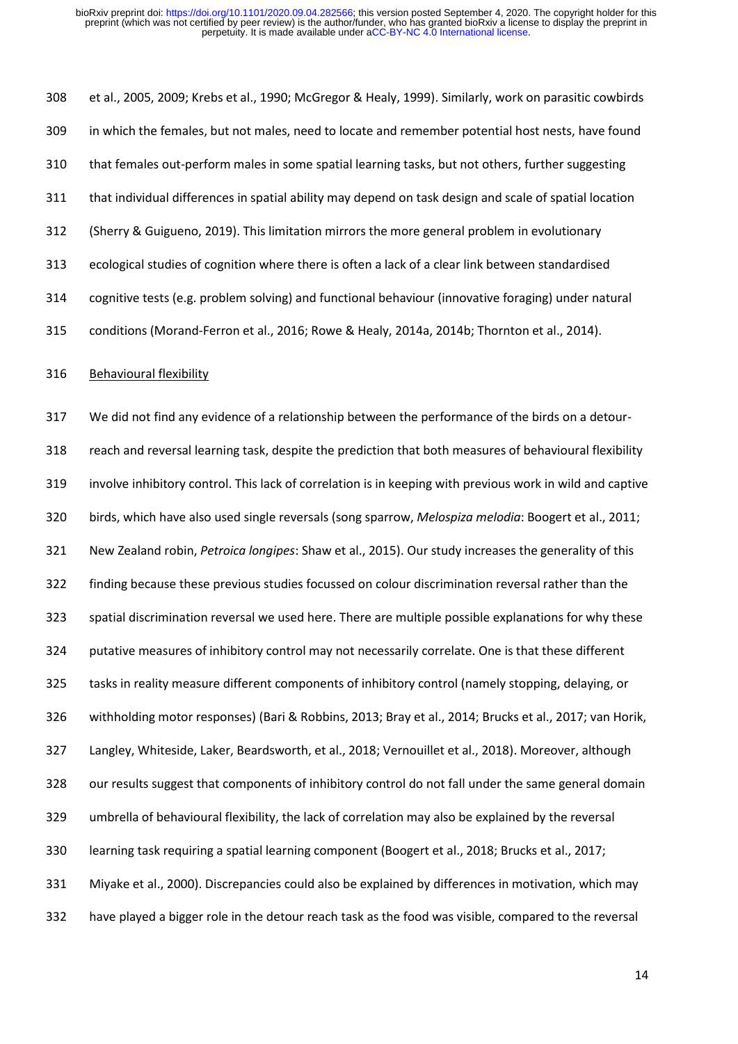et al., 2005, 2009; Krebs et al., 1990; McGregor & Healy, 1999). Similarly, work on parasitic cowbirds in which the females, but not males, need to locate and remember potential host nests, have found that females out-perform males in some spatial learning tasks, but not others, further suggesting that individual differences in spatial ability may depend on task design and scale of spatial location (Sherry & Guigueno, 2019). This limitation mirrors the more general problem in evolutionary ecological studies of cognition where there is often a lack of a clear link between standardised cognitive tests (e.g. problem solving) and functional behaviour (innovative foraging) under natural conditions (Morand-Ferron et al., 2016; Rowe & Healy, 2014a, 2014b; Thornton et al., 2014).

### Behavioural flexibility

We did not find any evidence of a relationship between the performance of the birds on a detour-reach and reversal learning task, despite the prediction that both measures of behavioural flexibility involve inhibitory control. This lack of correlation is in keeping with previous work in wild and captive birds, which have also used single reversals (song sparrow, *Melospiza melodia*: Boogert et al., 2011; New Zealand robin, *Petroica longipes*: Shaw et al., 2015). Our study increases the generality of this finding because these previous studies focussed on colour discrimination reversal rather than the spatial discrimination reversal we used here. There are multiple possible explanations for why these putative measures of inhibitory control may not necessarily correlate. One is that these different tasks in reality measure different components of inhibitory control (namely stopping, delaying, or withholding motor responses) (Bari & Robbins, 2013; Bray et al., 2014; Brucks et al., 2017; van Horik, Langley, Whiteside, Laker, Beardsworth, et al., 2018; Vernouillet et al., 2018). Moreover, although our results suggest that components of inhibitory control do not fall under the same general domain umbrella of behavioural flexibility, the lack of correlation may also be explained by the reversal learning task requiring a spatial learning component (Boogert et al., 2018; Brucks et al., 2017; Miyake et al., 2000). Discrepancies could also be explained by differences in motivation, which may have played a bigger role in the detour reach task as the food was visible, compared to the reversal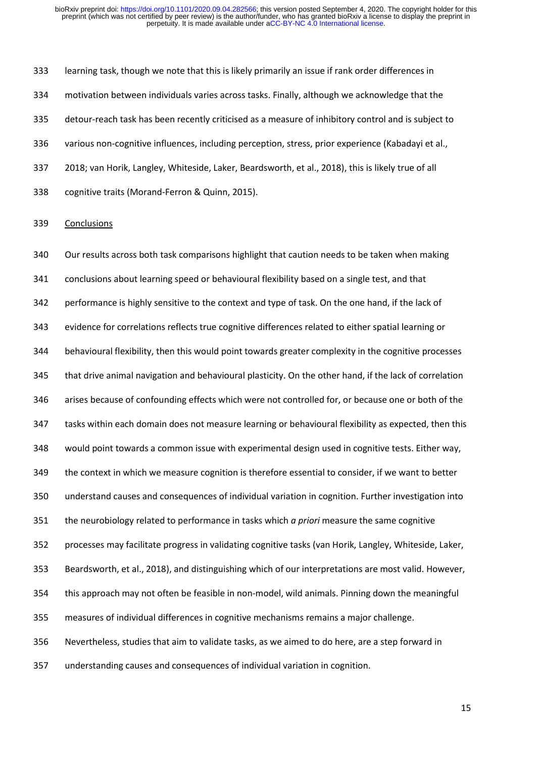learning task, though we note that this is likely primarily an issue if rank order differences in motivation between individuals varies across tasks. Finally, although we acknowledge that the detour-reach task has been recently criticised as a measure of inhibitory control and is subject to various non-cognitive influences, including perception, stress, prior experience (Kabadayi et al., 2018; van Horik, Langley, Whiteside, Laker, Beardsworth, et al., 2018), this is likely true of all cognitive traits (Morand-Ferron & Quinn, 2015).

## Conclusions

Our results across both task comparisons highlight that caution needs to be taken when making conclusions about learning speed or behavioural flexibility based on a single test, and that performance is highly sensitive to the context and type of task. On the one hand, if the lack of evidence for correlations reflects true cognitive differences related to either spatial learning or behavioural flexibility, then this would point towards greater complexity in the cognitive processes that drive animal navigation and behavioural plasticity. On the other hand, if the lack of correlation arises because of confounding effects which were not controlled for, or because one or both of the tasks within each domain does not measure learning or behavioural flexibility as expected, then this would point towards a common issue with experimental design used in cognitive tests. Either way, the context in which we measure cognition is therefore essential to consider, if we want to better understand causes and consequences of individual variation in cognition. Further investigation into the neurobiology related to performance in tasks which *a priori* measure the same cognitive processes may facilitate progress in validating cognitive tasks (van Horik, Langley, Whiteside, Laker, Beardsworth, et al., 2018), and distinguishing which of our interpretations are most valid. However, this approach may not often be feasible in non-model, wild animals. Pinning down the meaningful measures of individual differences in cognitive mechanisms remains a major challenge. Nevertheless, studies that aim to validate tasks, as we aimed to do here, are a step forward in understanding causes and consequences of individual variation in cognition.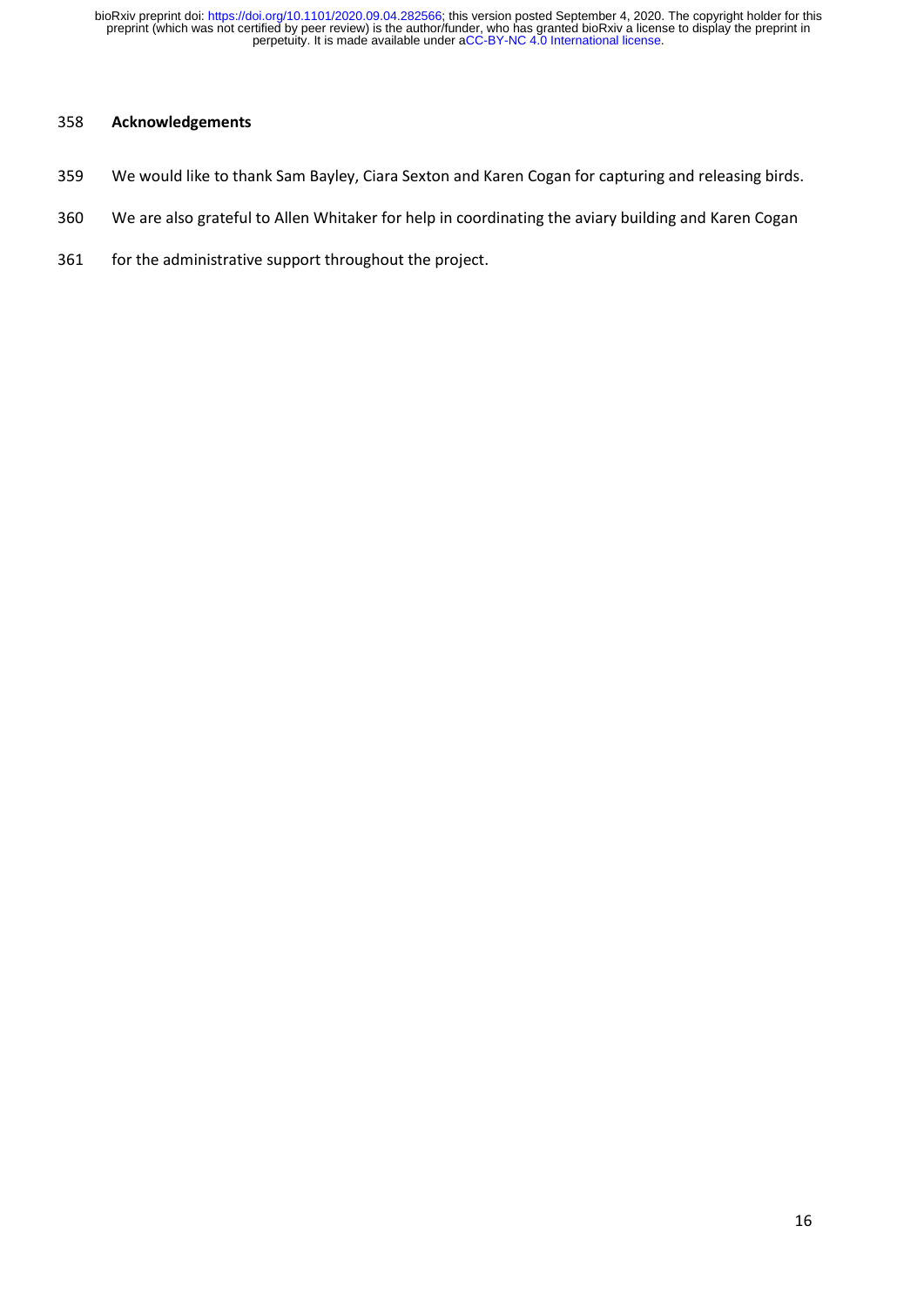## Acknowledgements

We would like to thank Sam Bayley, Ciara Sexton and Karen Cogan for capturing and releasing birds. We are also grateful to Allen Whitaker for help in coordinating the aviary building and Karen Cogan for the administrative support throughout the project.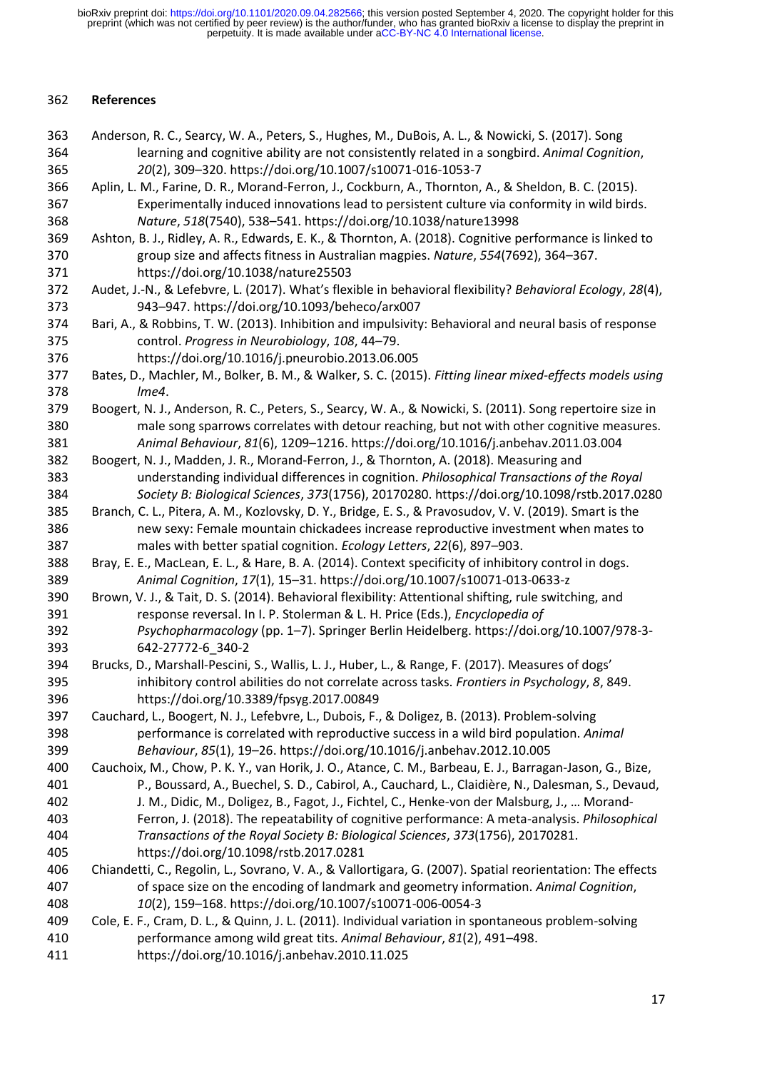## References

Anderson, R. C., Searcy, W. A., Peters, S., Hughes, M., DuBois, A. L., & Nowicki, S. (2017). Song learning and cognitive ability are not consistently related in a songbird. *Animal Cognition*, *20*(2), 309–320. https://doi.org/10.1007/s10071-016-1053-7

Aplin, L. M., Farine, D. R., Morand-Ferron, J., Cockburn, A., Thornton, A., & Sheldon, B. C. (2015). Experimentally induced innovations lead to persistent culture via conformity in wild birds. *Nature*, *518*(7540), 538–541. https://doi.org/10.1038/nature13998

Ashton, B. J., Ridley, A. R., Edwards, E. K., & Thornton, A. (2018). Cognitive performance is linked to group size and affects fitness in Australian magpies. *Nature*, *554*(7692), 364–367. https://doi.org/10.1038/nature25503

Audet, J.-N., & Lefebvre, L. (2017). What's flexible in behavioral flexibility? *Behavioral Ecology*, *28*(4), 943–947. https://doi.org/10.1093/beheco/arx007

Bari, A., & Robbins, T. W. (2013). Inhibition and impulsivity: Behavioral and neural basis of response control. *Progress in Neurobiology*, *108*, 44–79. https://doi.org/10.1016/j.pneurobio.2013.06.005

Bates, D., Machler, M., Bolker, B. M., & Walker, S. C. (2015). *Fitting linear mixed-effects models using lme4*.

Boogert, N. J., Anderson, R. C., Peters, S., Searcy, W. A., & Nowicki, S. (2011). Song repertoire size in male song sparrows correlates with detour reaching, but not with other cognitive measures. *Animal Behaviour*, *81*(6), 1209–1216. https://doi.org/10.1016/j.anbehav.2011.03.004

Boogert, N. J., Madden, J. R., Morand-Ferron, J., & Thornton, A. (2018). Measuring and understanding individual differences in cognition. *Philosophical Transactions of the Royal Society B: Biological Sciences*, *373*(1756), 20170280. https://doi.org/10.1098/rstb.2017.0280

Branch, C. L., Pitera, A. M., Kozlovsky, D. Y., Bridge, E. S., & Pravosudov, V. V. (2019). Smart is the new sexy: Female mountain chickadees increase reproductive investment when mates to males with better spatial cognition. *Ecology Letters*, *22*(6), 897–903.

Bray, E. E., MacLean, E. L., & Hare, B. A. (2014). Context specificity of inhibitory control in dogs. *Animal Cognition*, *17*(1), 15–31. https://doi.org/10.1007/s10071-013-0633-z

Brown, V. J., & Tait, D. S. (2014). Behavioral flexibility: Attentional shifting, rule switching, and response reversal. In I. P. Stolerman & L. H. Price (Eds.), *Encyclopedia of Psychopharmacology* (pp. 1–7). Springer Berlin Heidelberg. https://doi.org/10.1007/978-3-642-27772-6_340-2

Brucks, D., Marshall-Pescini, S., Wallis, L. J., Huber, L., & Range, F. (2017). Measures of dogs' inhibitory control abilities do not correlate across tasks. *Frontiers in Psychology*, *8*, 849. https://doi.org/10.3389/fpsyg.2017.00849

Cauchard, L., Boogert, N. J., Lefebvre, L., Dubois, F., & Doligez, B. (2013). Problem-solving performance is correlated with reproductive success in a wild bird population. *Animal Behaviour*, *85*(1), 19–26. https://doi.org/10.1016/j.anbehav.2012.10.005

Cauchoix, M., Chow, P. K. Y., van Horik, J. O., Atance, C. M., Barbeau, E. J., Barragan-Jason, G., Bize, P., Boussard, A., Buechel, S. D., Cabirol, A., Cauchard, L., Claidière, N., Dalesman, S., Devaud, J. M., Didic, M., Doligez, B., Fagot, J., Fichtel, C., Henke-von der Malsburg, J., … Morand-Ferron, J. (2018). The repeatability of cognitive performance: A meta-analysis. *Philosophical Transactions of the Royal Society B: Biological Sciences*, *373*(1756), 20170281. https://doi.org/10.1098/rstb.2017.0281

Chiandetti, C., Regolin, L., Sovrano, V. A., & Vallortigara, G. (2007). Spatial reorientation: The effects of space size on the encoding of landmark and geometry information. *Animal Cognition*, *10*(2), 159–168. https://doi.org/10.1007/s10071-006-0054-3

Cole, E. F., Cram, D. L., & Quinn, J. L. (2011). Individual variation in spontaneous problem-solving performance among wild great tits. *Animal Behaviour*, *81*(2), 491–498. https://doi.org/10.1016/j.anbehav.2010.11.025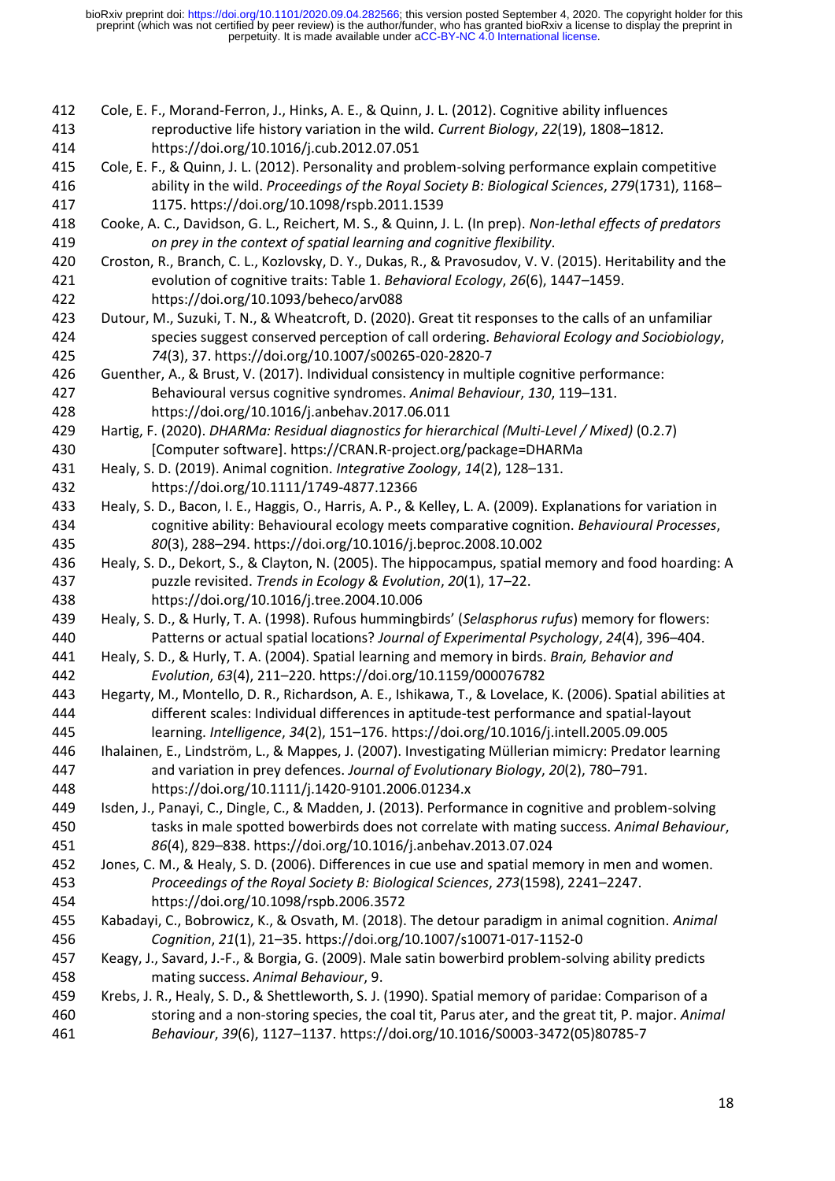Cole, E. F., Morand-Ferron, J., Hinks, A. E., & Quinn, J. L. (2012). Cognitive ability influences reproductive life history variation in the wild. *Current Biology*, *22*(19), 1808–1812. https://doi.org/10.1016/j.cub.2012.07.051

Cole, E. F., & Quinn, J. L. (2012). Personality and problem-solving performance explain competitive ability in the wild. *Proceedings of the Royal Society B: Biological Sciences*, *279*(1731), 1168–1175. https://doi.org/10.1098/rspb.2011.1539

Cooke, A. C., Davidson, G. L., Reichert, M. S., & Quinn, J. L. (In prep). *Non-lethal effects of predators on prey in the context of spatial learning and cognitive flexibility*.

Croston, R., Branch, C. L., Kozlovsky, D. Y., Dukas, R., & Pravosudov, V. V. (2015). Heritability and the evolution of cognitive traits: Table 1. *Behavioral Ecology*, *26*(6), 1447–1459. https://doi.org/10.1093/beheco/arv088

Dutour, M., Suzuki, T. N., & Wheatcroft, D. (2020). Great tit responses to the calls of an unfamiliar species suggest conserved perception of call ordering. *Behavioral Ecology and Sociobiology*, *74*(3), 37. https://doi.org/10.1007/s00265-020-2820-7

Guenther, A., & Brust, V. (2017). Individual consistency in multiple cognitive performance: Behavioural versus cognitive syndromes. *Animal Behaviour*, *130*, 119–131. https://doi.org/10.1016/j.anbehav.2017.06.011

Hartig, F. (2020). *DHARMa: Residual diagnostics for hierarchical (Multi-Level / Mixed)* (0.2.7) [Computer software]. https://CRAN.R-project.org/package=DHARMa

Healy, S. D. (2019). Animal cognition. *Integrative Zoology*, *14*(2), 128–131. https://doi.org/10.1111/1749-4877.12366

Healy, S. D., Bacon, I. E., Haggis, O., Harris, A. P., & Kelley, L. A. (2009). Explanations for variation in cognitive ability: Behavioural ecology meets comparative cognition. *Behavioural Processes*, *80*(3), 288–294. https://doi.org/10.1016/j.beproc.2008.10.002

Healy, S. D., Dekort, S., & Clayton, N. (2005). The hippocampus, spatial memory and food hoarding: A puzzle revisited. *Trends in Ecology & Evolution*, *20*(1), 17–22. https://doi.org/10.1016/j.tree.2004.10.006

Healy, S. D., & Hurly, T. A. (1998). Rufous hummingbirds' (*Selasphorus rufus*) memory for flowers: Patterns or actual spatial locations? *Journal of Experimental Psychology*, *24*(4), 396–404.

Healy, S. D., & Hurly, T. A. (2004). Spatial learning and memory in birds. *Brain, Behavior and Evolution*, *63*(4), 211–220. https://doi.org/10.1159/000076782

Hegarty, M., Montello, D. R., Richardson, A. E., Ishikawa, T., & Lovelace, K. (2006). Spatial abilities at different scales: Individual differences in aptitude-test performance and spatial-layout learning. *Intelligence*, *34*(2), 151–176. https://doi.org/10.1016/j.intell.2005.09.005

Ihalainen, E., Lindström, L., & Mappes, J. (2007). Investigating Müllerian mimicry: Predator learning and variation in prey defences. *Journal of Evolutionary Biology*, *20*(2), 780–791. https://doi.org/10.1111/j.1420-9101.2006.01234.x

Isden, J., Panayi, C., Dingle, C., & Madden, J. (2013). Performance in cognitive and problem-solving tasks in male spotted bowerbirds does not correlate with mating success. *Animal Behaviour*, *86*(4), 829–838. https://doi.org/10.1016/j.anbehav.2013.07.024

Jones, C. M., & Healy, S. D. (2006). Differences in cue use and spatial memory in men and women. *Proceedings of the Royal Society B: Biological Sciences*, *273*(1598), 2241–2247. https://doi.org/10.1098/rspb.2006.3572

Kabadayi, C., Bobrowicz, K., & Osvath, M. (2018). The detour paradigm in animal cognition. *Animal Cognition*, *21*(1), 21–35. https://doi.org/10.1007/s10071-017-1152-0

Keagy, J., Savard, J.-F., & Borgia, G. (2009). Male satin bowerbird problem-solving ability predicts mating success. *Animal Behaviour*, 9.

Krebs, J. R., Healy, S. D., & Shettleworth, S. J. (1990). Spatial memory of paridae: Comparison of a storing and a non-storing species, the coal tit, Parus ater, and the great tit, P. major. *Animal Behaviour*, *39*(6), 1127–1137. https://doi.org/10.1016/S0003-3472(05)80785-7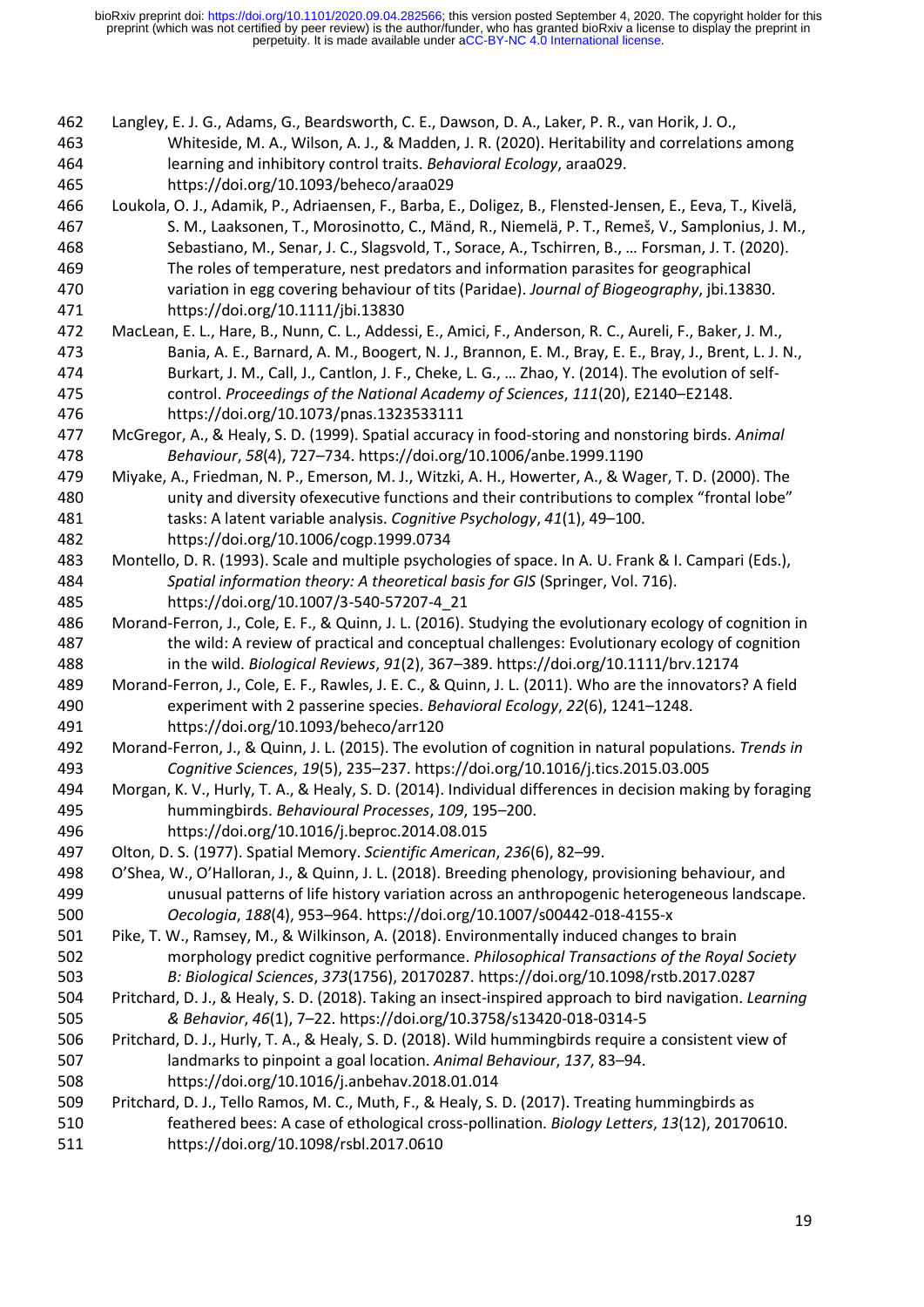Langley, E. J. G., Adams, G., Beardsworth, C. E., Dawson, D. A., Laker, P. R., van Horik, J. O., Whiteside, M. A., Wilson, A. J., & Madden, J. R. (2020). Heritability and correlations among learning and inhibitory control traits. *Behavioral Ecology*, araa029. https://doi.org/10.1093/beheco/araa029

Loukola, O. J., Adamik, P., Adriaensen, F., Barba, E., Doligez, B., Flensted-Jensen, E., Eeva, T., Kivelä, S. M., Laaksonen, T., Morosinotto, C., Mänd, R., Niemelä, P. T., Remeš, V., Samplonius, J. M., Sebastiano, M., Senar, J. C., Slagsvold, T., Sorace, A., Tschirren, B., … Forsman, J. T. (2020). The roles of temperature, nest predators and information parasites for geographical variation in egg covering behaviour of tits (Paridae). *Journal of Biogeography*, jbi.13830. https://doi.org/10.1111/jbi.13830

MacLean, E. L., Hare, B., Nunn, C. L., Addessi, E., Amici, F., Anderson, R. C., Aureli, F., Baker, J. M., Bania, A. E., Barnard, A. M., Boogert, N. J., Brannon, E. M., Bray, E. E., Bray, J., Brent, L. J. N., Burkart, J. M., Call, J., Cantlon, J. F., Cheke, L. G., … Zhao, Y. (2014). The evolution of self-control. *Proceedings of the National Academy of Sciences*, *111*(20), E2140–E2148. https://doi.org/10.1073/pnas.1323533111

McGregor, A., & Healy, S. D. (1999). Spatial accuracy in food-storing and nonstoring birds. *Animal Behaviour*, *58*(4), 727–734. https://doi.org/10.1006/anbe.1999.1190

Miyake, A., Friedman, N. P., Emerson, M. J., Witzki, A. H., Howerter, A., & Wager, T. D. (2000). The unity and diversity ofexecutive functions and their contributions to complex "frontal lobe" tasks: A latent variable analysis. *Cognitive Psychology*, *41*(1), 49–100. https://doi.org/10.1006/cogp.1999.0734

Montello, D. R. (1993). Scale and multiple psychologies of space. In A. U. Frank & I. Campari (Eds.), *Spatial information theory: A theoretical basis for GIS* (Springer, Vol. 716). https://doi.org/10.1007/3-540-57207-4_21

Morand-Ferron, J., Cole, E. F., & Quinn, J. L. (2016). Studying the evolutionary ecology of cognition in the wild: A review of practical and conceptual challenges: Evolutionary ecology of cognition in the wild. *Biological Reviews*, *91*(2), 367–389. https://doi.org/10.1111/brv.12174

Morand-Ferron, J., Cole, E. F., Rawles, J. E. C., & Quinn, J. L. (2011). Who are the innovators? A field experiment with 2 passerine species. *Behavioral Ecology*, *22*(6), 1241–1248. https://doi.org/10.1093/beheco/arr120

Morand-Ferron, J., & Quinn, J. L. (2015). The evolution of cognition in natural populations. *Trends in Cognitive Sciences*, *19*(5), 235–237. https://doi.org/10.1016/j.tics.2015.03.005

Morgan, K. V., Hurly, T. A., & Healy, S. D. (2014). Individual differences in decision making by foraging hummingbirds. *Behavioural Processes*, *109*, 195–200. https://doi.org/10.1016/j.beproc.2014.08.015

Olton, D. S. (1977). Spatial Memory. *Scientific American*, *236*(6), 82–99.

O'Shea, W., O'Halloran, J., & Quinn, J. L. (2018). Breeding phenology, provisioning behaviour, and unusual patterns of life history variation across an anthropogenic heterogeneous landscape. *Oecologia*, *188*(4), 953–964. https://doi.org/10.1007/s00442-018-4155-x

Pike, T. W., Ramsey, M., & Wilkinson, A. (2018). Environmentally induced changes to brain morphology predict cognitive performance. *Philosophical Transactions of the Royal Society B: Biological Sciences*, *373*(1756), 20170287. https://doi.org/10.1098/rstb.2017.0287

Pritchard, D. J., & Healy, S. D. (2018). Taking an insect-inspired approach to bird navigation. *Learning & Behavior*, *46*(1), 7–22. https://doi.org/10.3758/s13420-018-0314-5

Pritchard, D. J., Hurly, T. A., & Healy, S. D. (2018). Wild hummingbirds require a consistent view of landmarks to pinpoint a goal location. *Animal Behaviour*, *137*, 83–94. https://doi.org/10.1016/j.anbehav.2018.01.014

Pritchard, D. J., Tello Ramos, M. C., Muth, F., & Healy, S. D. (2017). Treating hummingbirds as feathered bees: A case of ethological cross-pollination. *Biology Letters*, *13*(12), 20170610. https://doi.org/10.1098/rsbl.2017.0610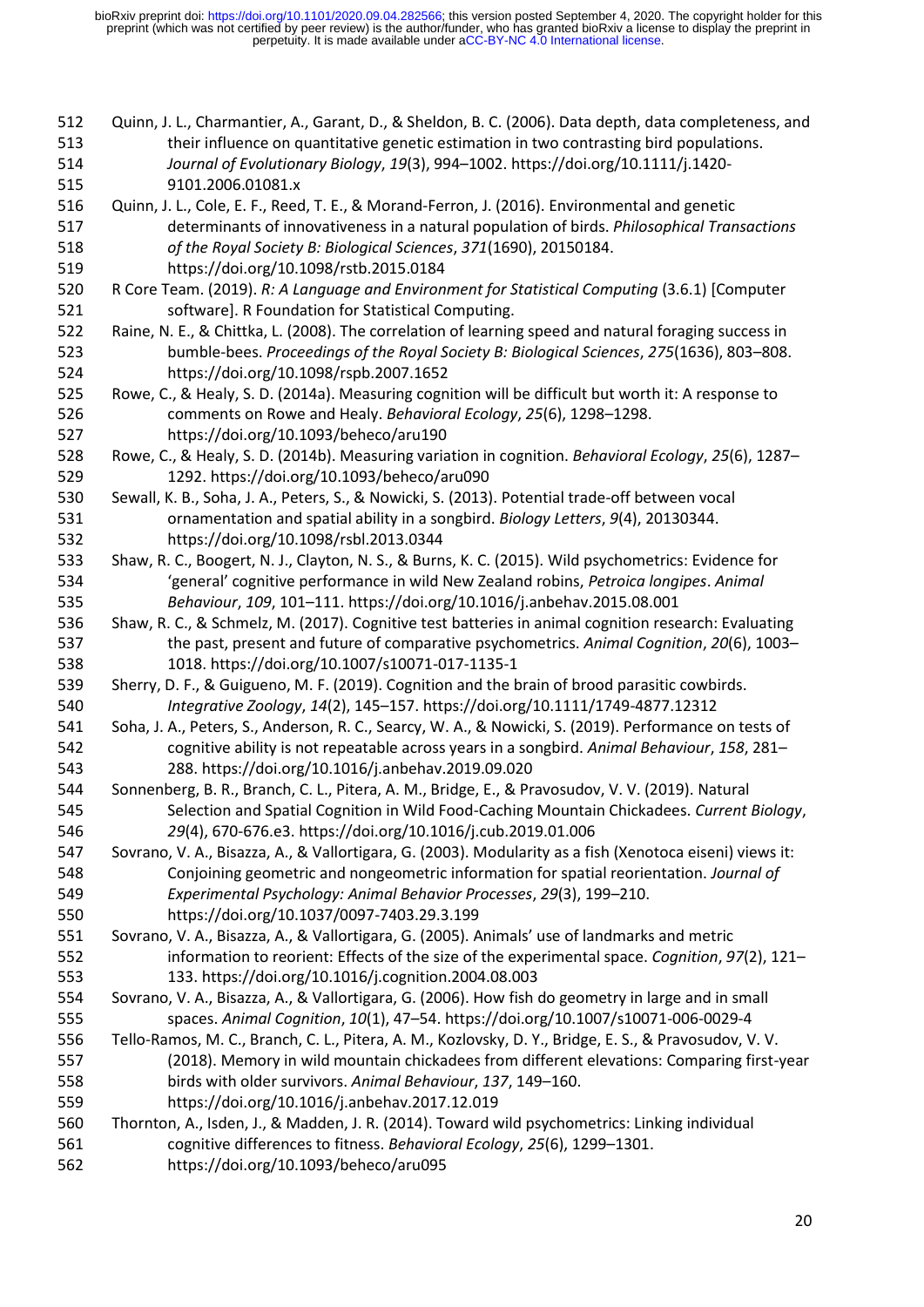Quinn, J. L., Charmantier, A., Garant, D., & Sheldon, B. C. (2006). Data depth, data completeness, and their influence on quantitative genetic estimation in two contrasting bird populations. *Journal of Evolutionary Biology*, *19*(3), 994–1002. https://doi.org/10.1111/j.1420-9101.2006.01081.x

Quinn, J. L., Cole, E. F., Reed, T. E., & Morand-Ferron, J. (2016). Environmental and genetic determinants of innovativeness in a natural population of birds. *Philosophical Transactions of the Royal Society B: Biological Sciences*, *371*(1690), 20150184. https://doi.org/10.1098/rstb.2015.0184

R Core Team. (2019). *R: A Language and Environment for Statistical Computing* (3.6.1) [Computer software]. R Foundation for Statistical Computing.

Raine, N. E., & Chittka, L. (2008). The correlation of learning speed and natural foraging success in bumble-bees. *Proceedings of the Royal Society B: Biological Sciences*, *275*(1636), 803–808. https://doi.org/10.1098/rspb.2007.1652

Rowe, C., & Healy, S. D. (2014a). Measuring cognition will be difficult but worth it: A response to comments on Rowe and Healy. *Behavioral Ecology*, *25*(6), 1298–1298. https://doi.org/10.1093/beheco/aru190

Rowe, C., & Healy, S. D. (2014b). Measuring variation in cognition. *Behavioral Ecology*, *25*(6), 1287–1292. https://doi.org/10.1093/beheco/aru090

Sewall, K. B., Soha, J. A., Peters, S., & Nowicki, S. (2013). Potential trade-off between vocal ornamentation and spatial ability in a songbird. *Biology Letters*, *9*(4), 20130344. https://doi.org/10.1098/rsbl.2013.0344

Shaw, R. C., Boogert, N. J., Clayton, N. S., & Burns, K. C. (2015). Wild psychometrics: Evidence for 'general' cognitive performance in wild New Zealand robins, *Petroica longipes*. *Animal Behaviour*, *109*, 101–111. https://doi.org/10.1016/j.anbehav.2015.08.001

Shaw, R. C., & Schmelz, M. (2017). Cognitive test batteries in animal cognition research: Evaluating the past, present and future of comparative psychometrics. *Animal Cognition*, *20*(6), 1003–1018. https://doi.org/10.1007/s10071-017-1135-1

Sherry, D. F., & Guigueno, M. F. (2019). Cognition and the brain of brood parasitic cowbirds. *Integrative Zoology*, *14*(2), 145–157. https://doi.org/10.1111/1749-4877.12312

Soha, J. A., Peters, S., Anderson, R. C., Searcy, W. A., & Nowicki, S. (2019). Performance on tests of cognitive ability is not repeatable across years in a songbird. *Animal Behaviour*, *158*, 281–288. https://doi.org/10.1016/j.anbehav.2019.09.020

Sonnenberg, B. R., Branch, C. L., Pitera, A. M., Bridge, E., & Pravosudov, V. V. (2019). Natural Selection and Spatial Cognition in Wild Food-Caching Mountain Chickadees. *Current Biology*, *29*(4), 670-676.e3. https://doi.org/10.1016/j.cub.2019.01.006

Sovrano, V. A., Bisazza, A., & Vallortigara, G. (2003). Modularity as a fish (Xenotoca eiseni) views it: Conjoining geometric and nongeometric information for spatial reorientation. *Journal of Experimental Psychology: Animal Behavior Processes*, *29*(3), 199–210. https://doi.org/10.1037/0097-7403.29.3.199

Sovrano, V. A., Bisazza, A., & Vallortigara, G. (2005). Animals' use of landmarks and metric information to reorient: Effects of the size of the experimental space. *Cognition*, *97*(2), 121–133. https://doi.org/10.1016/j.cognition.2004.08.003

Sovrano, V. A., Bisazza, A., & Vallortigara, G. (2006). How fish do geometry in large and in small spaces. *Animal Cognition*, *10*(1), 47–54. https://doi.org/10.1007/s10071-006-0029-4

Tello-Ramos, M. C., Branch, C. L., Pitera, A. M., Kozlovsky, D. Y., Bridge, E. S., & Pravosudov, V. V. (2018). Memory in wild mountain chickadees from different elevations: Comparing first-year birds with older survivors. *Animal Behaviour*, *137*, 149–160. https://doi.org/10.1016/j.anbehav.2017.12.019

Thornton, A., Isden, J., & Madden, J. R. (2014). Toward wild psychometrics: Linking individual cognitive differences to fitness. *Behavioral Ecology*, *25*(6), 1299–1301. https://doi.org/10.1093/beheco/aru095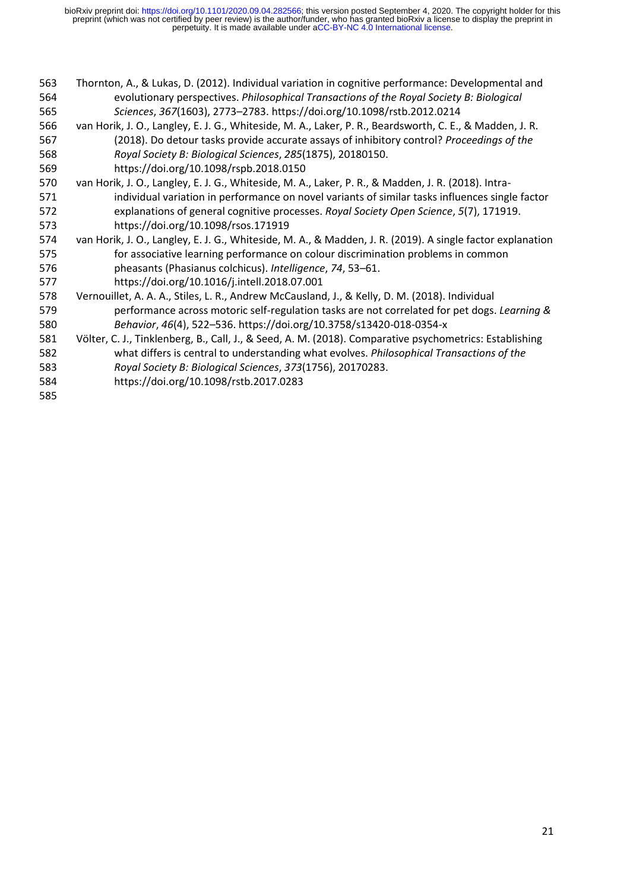Thornton, A., & Lukas, D. (2012). Individual variation in cognitive performance: Developmental and evolutionary perspectives. *Philosophical Transactions of the Royal Society B: Biological Sciences*, *367*(1603), 2773–2783. https://doi.org/10.1098/rstb.2012.0214

van Horik, J. O., Langley, E. J. G., Whiteside, M. A., Laker, P. R., Beardsworth, C. E., & Madden, J. R. (2018). Do detour tasks provide accurate assays of inhibitory control? *Proceedings of the Royal Society B: Biological Sciences*, *285*(1875), 20180150. https://doi.org/10.1098/rspb.2018.0150

van Horik, J. O., Langley, E. J. G., Whiteside, M. A., Laker, P. R., & Madden, J. R. (2018). Intra-individual variation in performance on novel variants of similar tasks influences single factor explanations of general cognitive processes. *Royal Society Open Science*, *5*(7), 171919. https://doi.org/10.1098/rsos.171919

van Horik, J. O., Langley, E. J. G., Whiteside, M. A., & Madden, J. R. (2019). A single factor explanation for associative learning performance on colour discrimination problems in common pheasants (Phasianus colchicus). *Intelligence*, *74*, 53–61. https://doi.org/10.1016/j.intell.2018.07.001

Vernouillet, A. A. A., Stiles, L. R., Andrew McCausland, J., & Kelly, D. M. (2018). Individual performance across motoric self-regulation tasks are not correlated for pet dogs. *Learning & Behavior*, *46*(4), 522–536. https://doi.org/10.3758/s13420-018-0354-x

Völter, C. J., Tinklenberg, B., Call, J., & Seed, A. M. (2018). Comparative psychometrics: Establishing what differs is central to understanding what evolves. *Philosophical Transactions of the Royal Society B: Biological Sciences*, *373*(1756), 20170283. https://doi.org/10.1098/rstb.2017.0283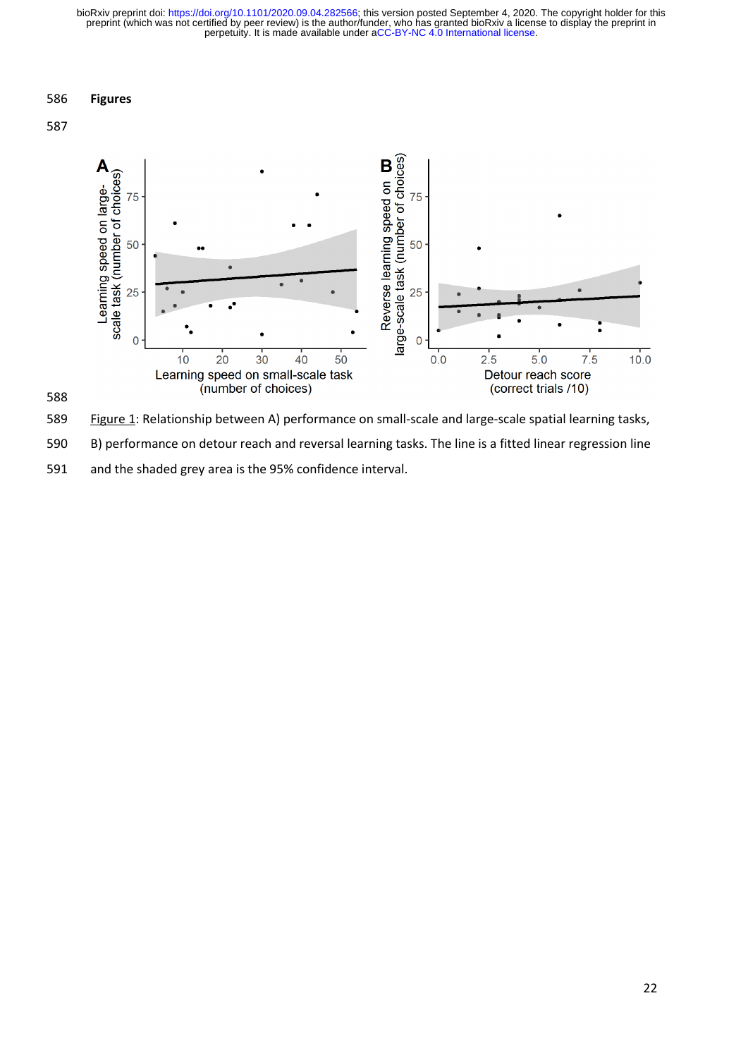**Figures**

Figure 1: Relationship between A) performance on small-scale and large-scale spatial learning tasks, B) performance on detour reach and reversal learning tasks. The line is a fitted linear regression line and the shaded grey area is the 95% confidence interval.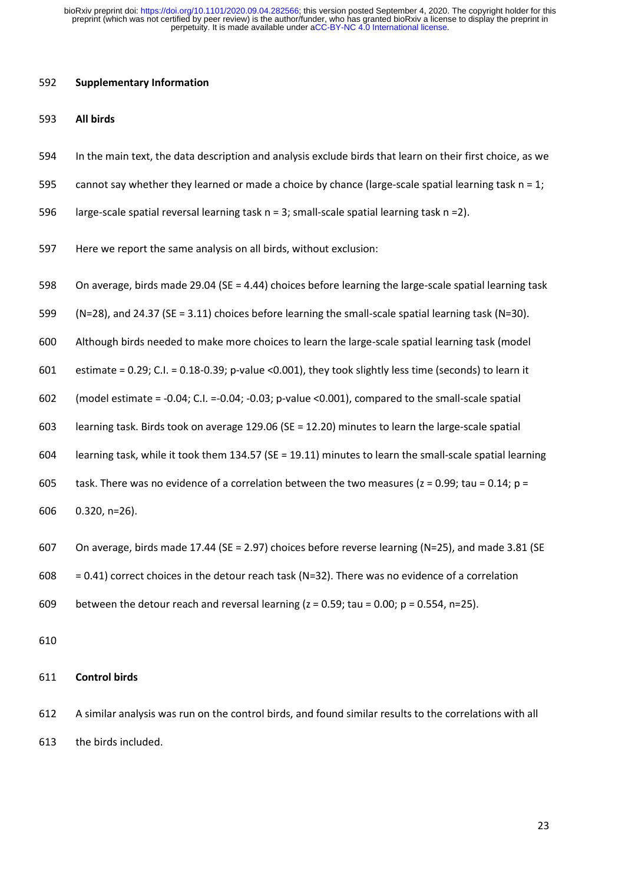## Supplementary Information

### All birds

In the main text, the data description and analysis exclude birds that learn on their first choice, as we cannot say whether they learned or made a choice by chance (large-scale spatial learning task n = 1; large-scale spatial reversal learning task n = 3; small-scale spatial learning task n =2).

Here we report the same analysis on all birds, without exclusion:

On average, birds made 29.04 (SE = 4.44) choices before learning the large-scale spatial learning task (N=28), and 24.37 (SE = 3.11) choices before learning the small-scale spatial learning task (N=30). Although birds needed to make more choices to learn the large-scale spatial learning task (model estimate = 0.29; C.I. = 0.18-0.39; p-value <0.001), they took slightly less time (seconds) to learn it (model estimate = -0.04; C.I. =-0.04; -0.03; p-value <0.001), compared to the small-scale spatial learning task. Birds took on average 129.06 (SE = 12.20) minutes to learn the large-scale spatial learning task, while it took them 134.57 (SE = 19.11) minutes to learn the small-scale spatial learning task. There was no evidence of a correlation between the two measures (z = 0.99; tau = 0.14; p = 0.320, n=26).

On average, birds made 17.44 (SE = 2.97) choices before reverse learning (N=25), and made 3.81 (SE = 0.41) correct choices in the detour reach task (N=32). There was no evidence of a correlation between the detour reach and reversal learning (z = 0.59; tau = 0.00; p = 0.554, n=25).

### Control birds

A similar analysis was run on the control birds, and found similar results to the correlations with all the birds included.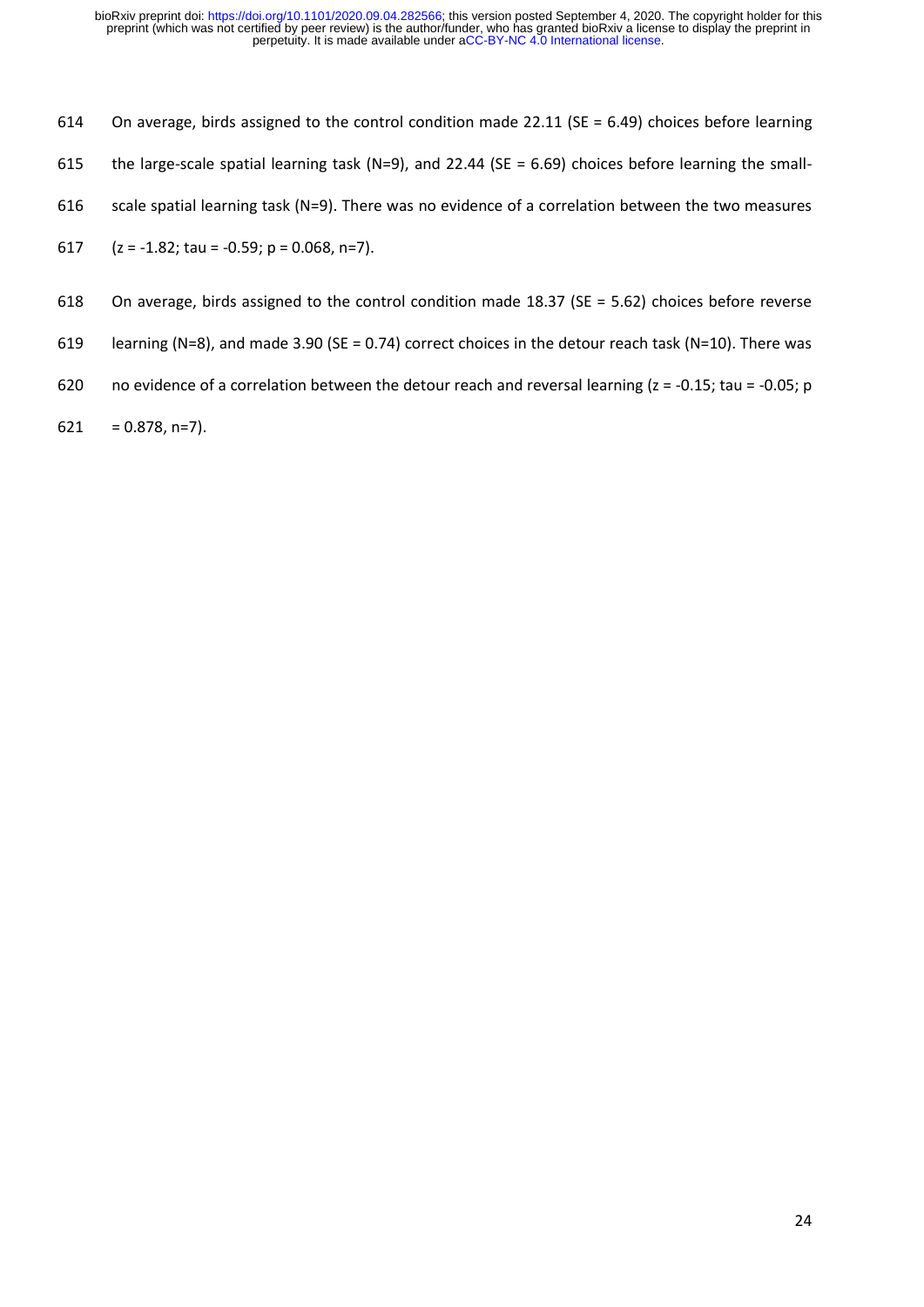On average, birds assigned to the control condition made 22.11 (SE = 6.49) choices before learning the large-scale spatial learning task (N=9), and 22.44 (SE = 6.69) choices before learning the small-scale spatial learning task (N=9). There was no evidence of a correlation between the two measures (z = -1.82; tau = -0.59; p = 0.068, n=7).

On average, birds assigned to the control condition made 18.37 (SE = 5.62) choices before reverse learning (N=8), and made 3.90 (SE = 0.74) correct choices in the detour reach task (N=10). There was no evidence of a correlation between the detour reach and reversal learning (z = -0.15; tau = -0.05; p = 0.878, n=7).